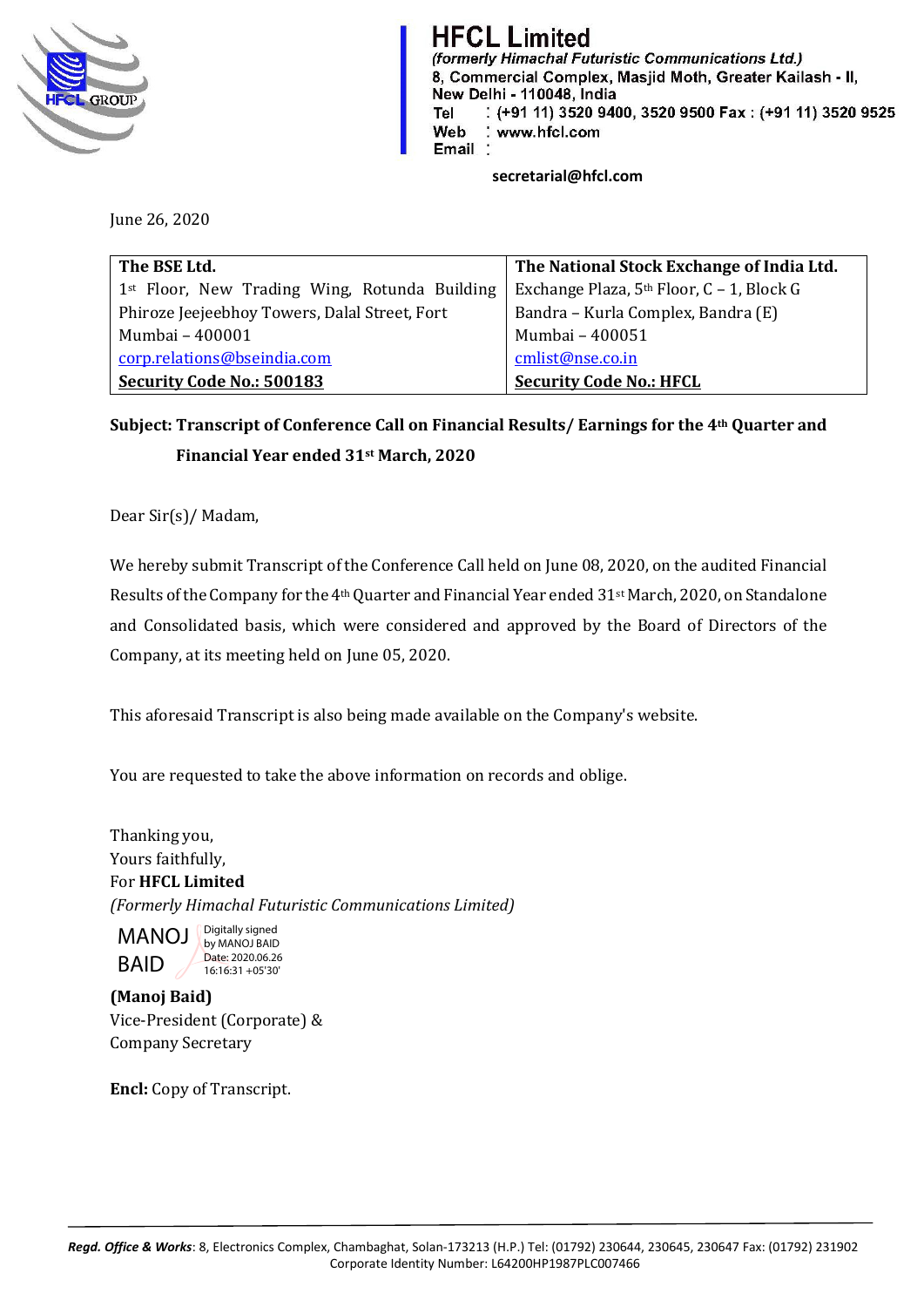**HFCL Limited**
*(formerly Himachal Futuristic Communications Ltd.)*
8, Commercial Complex, Masjid Moth, Greater Kailash - II,
New Delhi - 110048, India
Tel : (+91 11) 3520 9400, 3520 9500 Fax : (+91 11) 3520 9525
Web : www.hfcl.com
Email : secretarial@hfcl.com

June 26, 2020

| The BSE Ltd. | The National Stock Exchange of India Ltd. |
|---|---|
| 1st Floor, New Trading Wing, Rotunda Building | Exchange Plaza, 5th Floor, C – 1, Block G |
| Phiroze Jeejeebhoy Towers, Dalal Street, Fort | Bandra – Kurla Complex, Bandra (E) |
| Mumbai – 400001 | Mumbai – 400051 |
| corp.relations@bseindia.com | cmlist@nse.co.in |
| **Security Code No.: 500183** | **Security Code No.: HFCL** |

**Subject: Transcript of Conference Call on Financial Results/ Earnings for the 4th Quarter and Financial Year ended 31st March, 2020**

Dear Sir(s)/ Madam,

We hereby submit Transcript of the Conference Call held on June 08, 2020, on the audited Financial Results of the Company for the 4th Quarter and Financial Year ended 31st March, 2020, on Standalone and Consolidated basis, which were considered and approved by the Board of Directors of the Company, at its meeting held on June 05, 2020.

This aforesaid Transcript is also being made available on the Company's website.

You are requested to take the above information on records and oblige.

Thanking you,
Yours faithfully,
For **HFCL Limited**
*(Formerly Himachal Futuristic Communications Limited)*

MANOJ BAID — Digitally signed by MANOJ BAID Date: 2020.06.26 16:16:31 +05'30'

**(Manoj Baid)**
Vice-President (Corporate) &
Company Secretary

**Encl:** Copy of Transcript.

***Regd. Office & Works***: 8, Electronics Complex, Chambaghat, Solan-173213 (H.P.) Tel: (01792) 230644, 230645, 230647 Fax: (01792) 231902
Corporate Identity Number: L64200HP1987PLC007466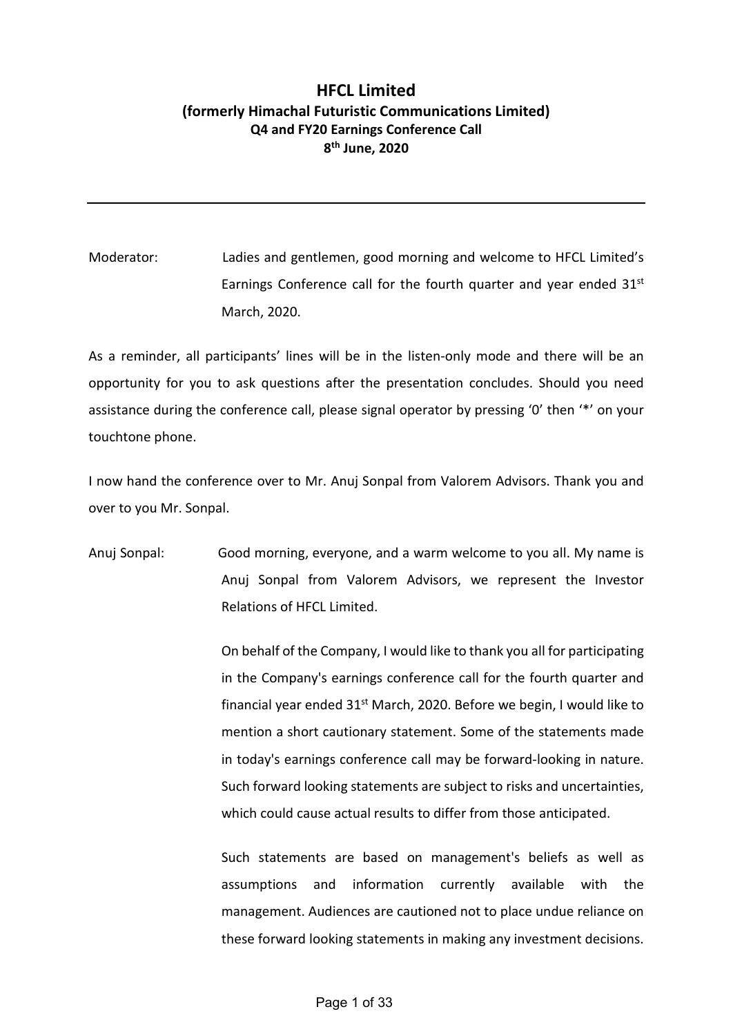# HFCL Limited

## (formerly Himachal Futuristic Communications Limited)

### Q4 and FY20 Earnings Conference Call

### 8th June, 2020

---

Moderator: Ladies and gentlemen, good morning and welcome to HFCL Limited's Earnings Conference call for the fourth quarter and year ended 31st March, 2020.

As a reminder, all participants' lines will be in the listen-only mode and there will be an opportunity for you to ask questions after the presentation concludes. Should you need assistance during the conference call, please signal operator by pressing '0' then '*' on your touchtone phone.

I now hand the conference over to Mr. Anuj Sonpal from Valorem Advisors. Thank you and over to you Mr. Sonpal.

Anuj Sonpal: Good morning, everyone, and a warm welcome to you all. My name is Anuj Sonpal from Valorem Advisors, we represent the Investor Relations of HFCL Limited.

On behalf of the Company, I would like to thank you all for participating in the Company's earnings conference call for the fourth quarter and financial year ended 31st March, 2020. Before we begin, I would like to mention a short cautionary statement. Some of the statements made in today's earnings conference call may be forward-looking in nature. Such forward looking statements are subject to risks and uncertainties, which could cause actual results to differ from those anticipated.

Such statements are based on management's beliefs as well as assumptions and information currently available with the management. Audiences are cautioned not to place undue reliance on these forward looking statements in making any investment decisions.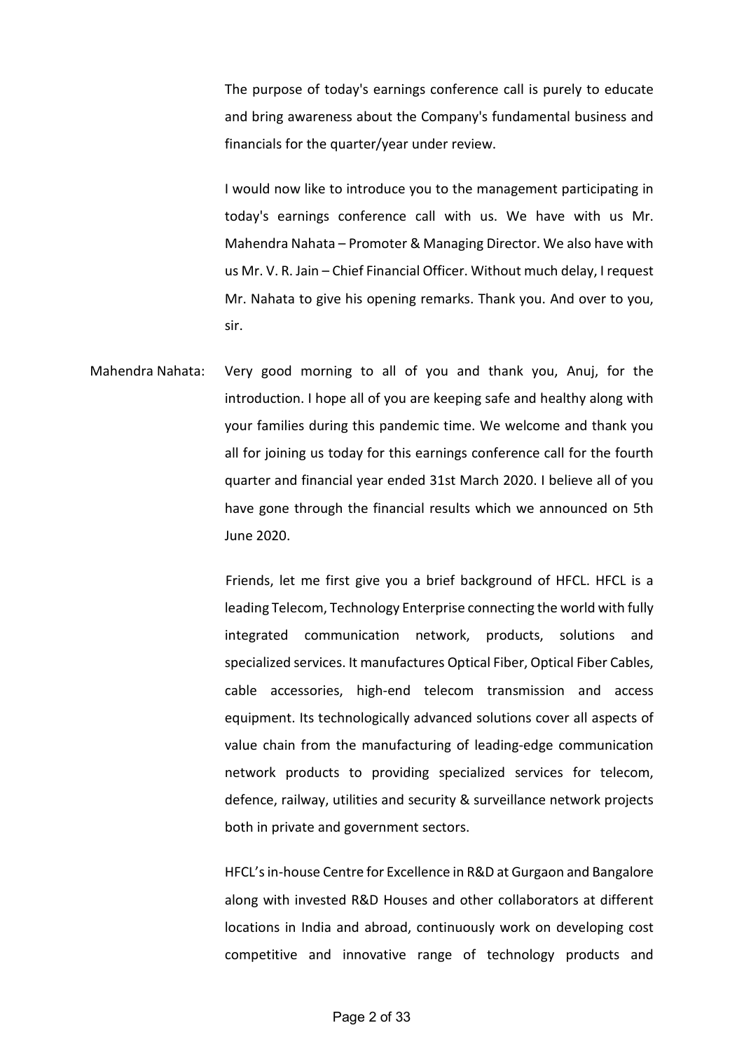The purpose of today's earnings conference call is purely to educate and bring awareness about the Company's fundamental business and financials for the quarter/year under review.

I would now like to introduce you to the management participating in today's earnings conference call with us. We have with us Mr. Mahendra Nahata – Promoter & Managing Director. We also have with us Mr. V. R. Jain – Chief Financial Officer. Without much delay, I request Mr. Nahata to give his opening remarks. Thank you. And over to you, sir.

Mahendra Nahata: Very good morning to all of you and thank you, Anuj, for the introduction. I hope all of you are keeping safe and healthy along with your families during this pandemic time. We welcome and thank you all for joining us today for this earnings conference call for the fourth quarter and financial year ended 31st March 2020. I believe all of you have gone through the financial results which we announced on 5th June 2020.

Friends, let me first give you a brief background of HFCL. HFCL is a leading Telecom, Technology Enterprise connecting the world with fully integrated communication network, products, solutions and specialized services. It manufactures Optical Fiber, Optical Fiber Cables, cable accessories, high-end telecom transmission and access equipment. Its technologically advanced solutions cover all aspects of value chain from the manufacturing of leading-edge communication network products to providing specialized services for telecom, defence, railway, utilities and security & surveillance network projects both in private and government sectors.

HFCL's in-house Centre for Excellence in R&D at Gurgaon and Bangalore along with invested R&D Houses and other collaborators at different locations in India and abroad, continuously work on developing cost competitive and innovative range of technology products and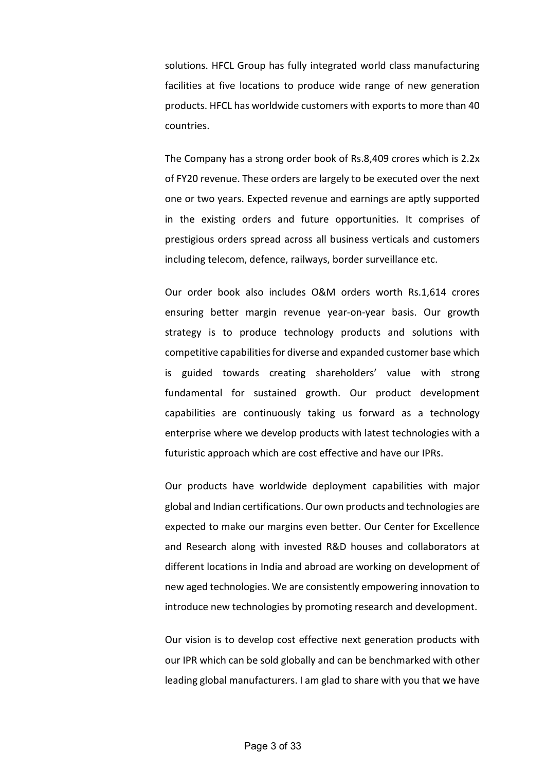solutions. HFCL Group has fully integrated world class manufacturing facilities at five locations to produce wide range of new generation products. HFCL has worldwide customers with exports to more than 40 countries.

The Company has a strong order book of Rs.8,409 crores which is 2.2x of FY20 revenue. These orders are largely to be executed over the next one or two years. Expected revenue and earnings are aptly supported in the existing orders and future opportunities. It comprises of prestigious orders spread across all business verticals and customers including telecom, defence, railways, border surveillance etc.

Our order book also includes O&M orders worth Rs.1,614 crores ensuring better margin revenue year-on-year basis. Our growth strategy is to produce technology products and solutions with competitive capabilities for diverse and expanded customer base which is guided towards creating shareholders' value with strong fundamental for sustained growth. Our product development capabilities are continuously taking us forward as a technology enterprise where we develop products with latest technologies with a futuristic approach which are cost effective and have our IPRs.

Our products have worldwide deployment capabilities with major global and Indian certifications. Our own products and technologies are expected to make our margins even better. Our Center for Excellence and Research along with invested R&D houses and collaborators at different locations in India and abroad are working on development of new aged technologies. We are consistently empowering innovation to introduce new technologies by promoting research and development.

Our vision is to develop cost effective next generation products with our IPR which can be sold globally and can be benchmarked with other leading global manufacturers. I am glad to share with you that we have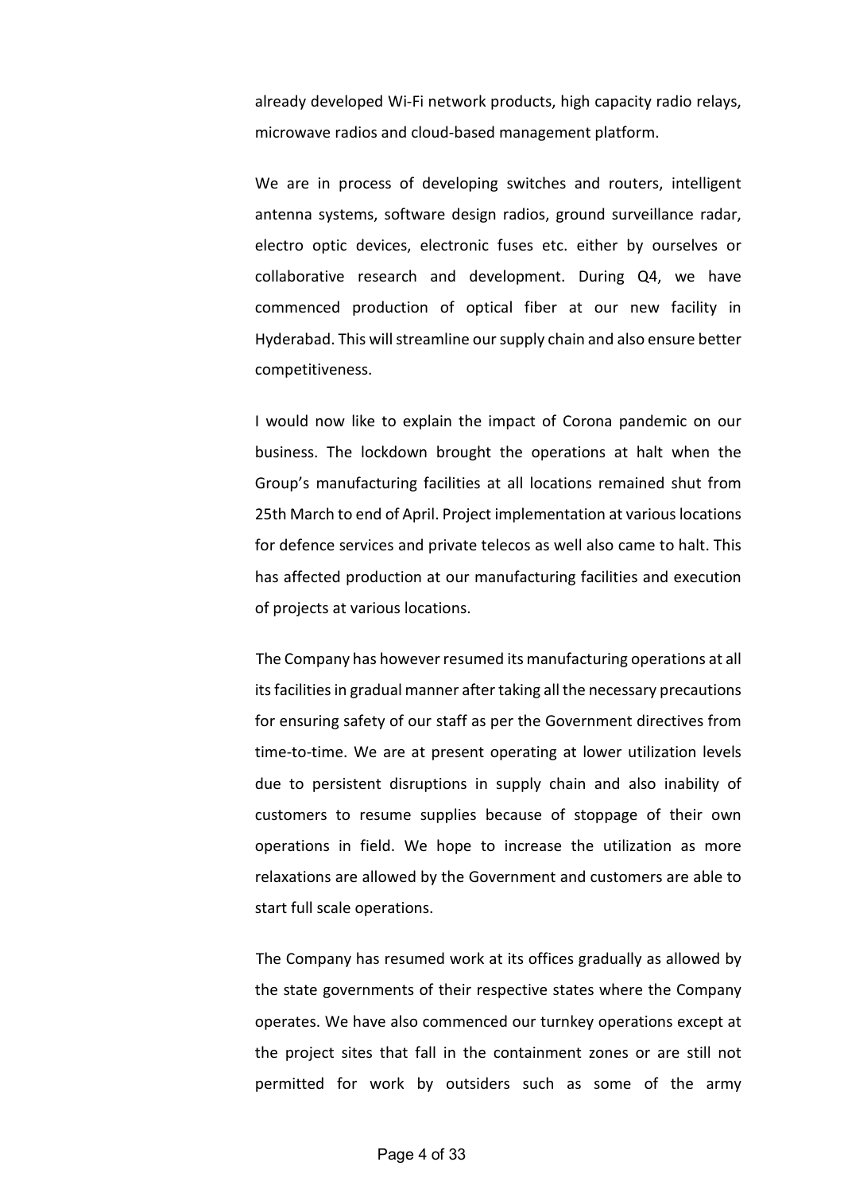already developed Wi-Fi network products, high capacity radio relays, microwave radios and cloud-based management platform.

We are in process of developing switches and routers, intelligent antenna systems, software design radios, ground surveillance radar, electro optic devices, electronic fuses etc. either by ourselves or collaborative research and development. During Q4, we have commenced production of optical fiber at our new facility in Hyderabad. This will streamline our supply chain and also ensure better competitiveness.

I would now like to explain the impact of Corona pandemic on our business. The lockdown brought the operations at halt when the Group's manufacturing facilities at all locations remained shut from 25th March to end of April. Project implementation at various locations for defence services and private telecos as well also came to halt. This has affected production at our manufacturing facilities and execution of projects at various locations.

The Company has however resumed its manufacturing operations at all its facilities in gradual manner after taking all the necessary precautions for ensuring safety of our staff as per the Government directives from time-to-time. We are at present operating at lower utilization levels due to persistent disruptions in supply chain and also inability of customers to resume supplies because of stoppage of their own operations in field. We hope to increase the utilization as more relaxations are allowed by the Government and customers are able to start full scale operations.

The Company has resumed work at its offices gradually as allowed by the state governments of their respective states where the Company operates. We have also commenced our turnkey operations except at the project sites that fall in the containment zones or are still not permitted for work by outsiders such as some of the army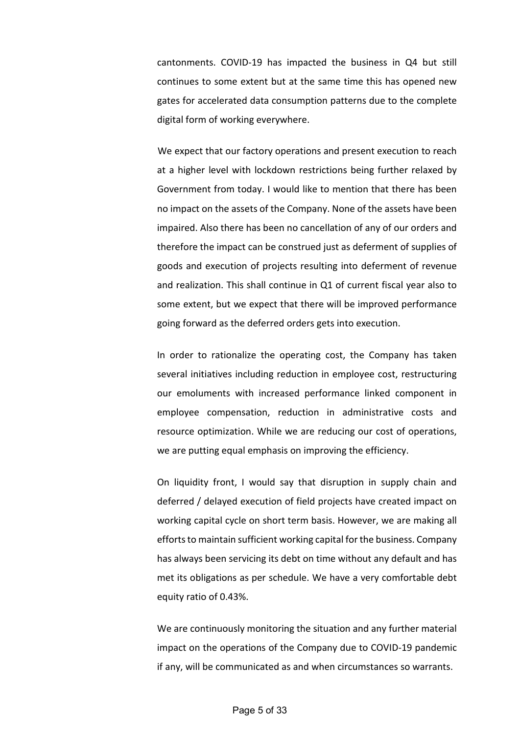cantonments. COVID-19 has impacted the business in Q4 but still continues to some extent but at the same time this has opened new gates for accelerated data consumption patterns due to the complete digital form of working everywhere.

We expect that our factory operations and present execution to reach at a higher level with lockdown restrictions being further relaxed by Government from today. I would like to mention that there has been no impact on the assets of the Company. None of the assets have been impaired. Also there has been no cancellation of any of our orders and therefore the impact can be construed just as deferment of supplies of goods and execution of projects resulting into deferment of revenue and realization. This shall continue in Q1 of current fiscal year also to some extent, but we expect that there will be improved performance going forward as the deferred orders gets into execution.

In order to rationalize the operating cost, the Company has taken several initiatives including reduction in employee cost, restructuring our emoluments with increased performance linked component in employee compensation, reduction in administrative costs and resource optimization. While we are reducing our cost of operations, we are putting equal emphasis on improving the efficiency.

On liquidity front, I would say that disruption in supply chain and deferred / delayed execution of field projects have created impact on working capital cycle on short term basis. However, we are making all efforts to maintain sufficient working capital for the business. Company has always been servicing its debt on time without any default and has met its obligations as per schedule. We have a very comfortable debt equity ratio of 0.43%.

We are continuously monitoring the situation and any further material impact on the operations of the Company due to COVID-19 pandemic if any, will be communicated as and when circumstances so warrants.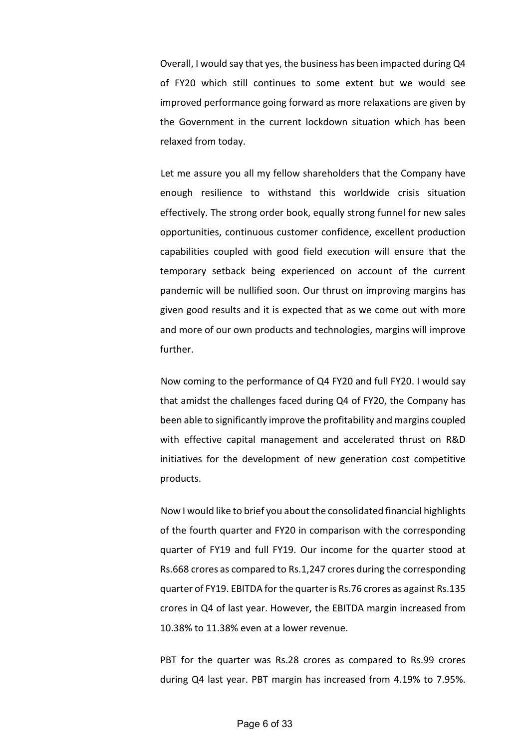Overall, I would say that yes, the business has been impacted during Q4 of FY20 which still continues to some extent but we would see improved performance going forward as more relaxations are given by the Government in the current lockdown situation which has been relaxed from today.

Let me assure you all my fellow shareholders that the Company have enough resilience to withstand this worldwide crisis situation effectively. The strong order book, equally strong funnel for new sales opportunities, continuous customer confidence, excellent production capabilities coupled with good field execution will ensure that the temporary setback being experienced on account of the current pandemic will be nullified soon. Our thrust on improving margins has given good results and it is expected that as we come out with more and more of our own products and technologies, margins will improve further.

Now coming to the performance of Q4 FY20 and full FY20. I would say that amidst the challenges faced during Q4 of FY20, the Company has been able to significantly improve the profitability and margins coupled with effective capital management and accelerated thrust on R&D initiatives for the development of new generation cost competitive products.

Now I would like to brief you about the consolidated financial highlights of the fourth quarter and FY20 in comparison with the corresponding quarter of FY19 and full FY19. Our income for the quarter stood at Rs.668 crores as compared to Rs.1,247 crores during the corresponding quarter of FY19. EBITDA for the quarter is Rs.76 crores as against Rs.135 crores in Q4 of last year. However, the EBITDA margin increased from 10.38% to 11.38% even at a lower revenue.

PBT for the quarter was Rs.28 crores as compared to Rs.99 crores during Q4 last year. PBT margin has increased from 4.19% to 7.95%.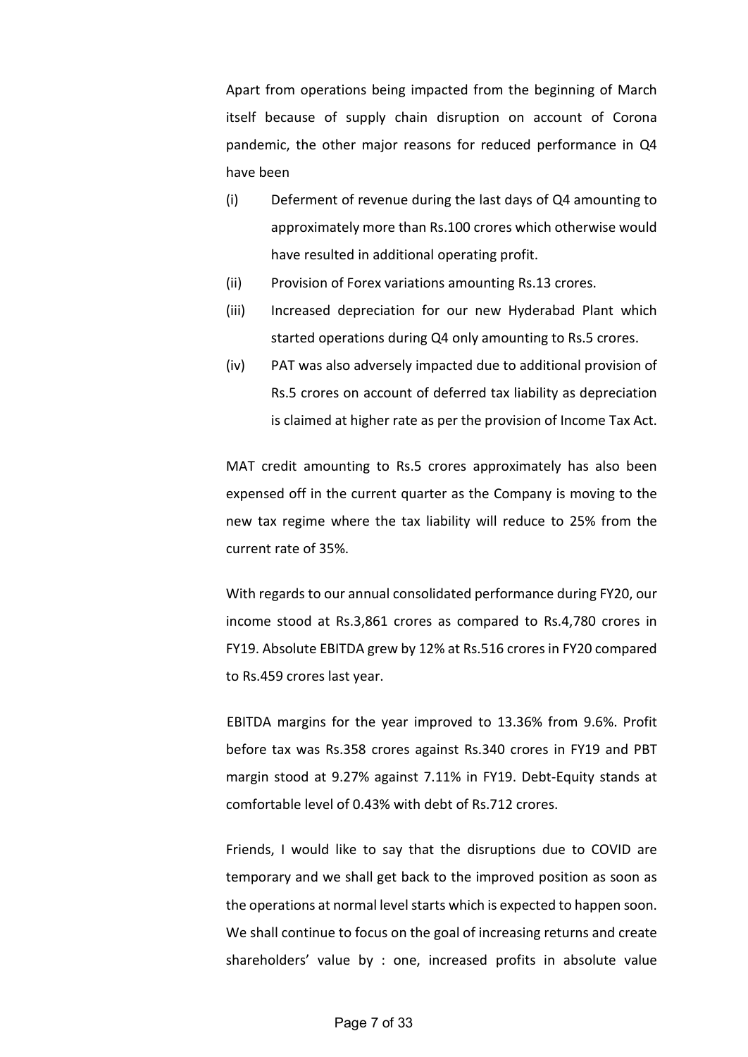Apart from operations being impacted from the beginning of March itself because of supply chain disruption on account of Corona pandemic, the other major reasons for reduced performance in Q4 have been

(i) Deferment of revenue during the last days of Q4 amounting to approximately more than Rs.100 crores which otherwise would have resulted in additional operating profit.

(ii) Provision of Forex variations amounting Rs.13 crores.

(iii) Increased depreciation for our new Hyderabad Plant which started operations during Q4 only amounting to Rs.5 crores.

(iv) PAT was also adversely impacted due to additional provision of Rs.5 crores on account of deferred tax liability as depreciation is claimed at higher rate as per the provision of Income Tax Act.

MAT credit amounting to Rs.5 crores approximately has also been expensed off in the current quarter as the Company is moving to the new tax regime where the tax liability will reduce to 25% from the current rate of 35%.

With regards to our annual consolidated performance during FY20, our income stood at Rs.3,861 crores as compared to Rs.4,780 crores in FY19. Absolute EBITDA grew by 12% at Rs.516 crores in FY20 compared to Rs.459 crores last year.

EBITDA margins for the year improved to 13.36% from 9.6%. Profit before tax was Rs.358 crores against Rs.340 crores in FY19 and PBT margin stood at 9.27% against 7.11% in FY19. Debt-Equity stands at comfortable level of 0.43% with debt of Rs.712 crores.

Friends, I would like to say that the disruptions due to COVID are temporary and we shall get back to the improved position as soon as the operations at normal level starts which is expected to happen soon. We shall continue to focus on the goal of increasing returns and create shareholders' value by : one, increased profits in absolute value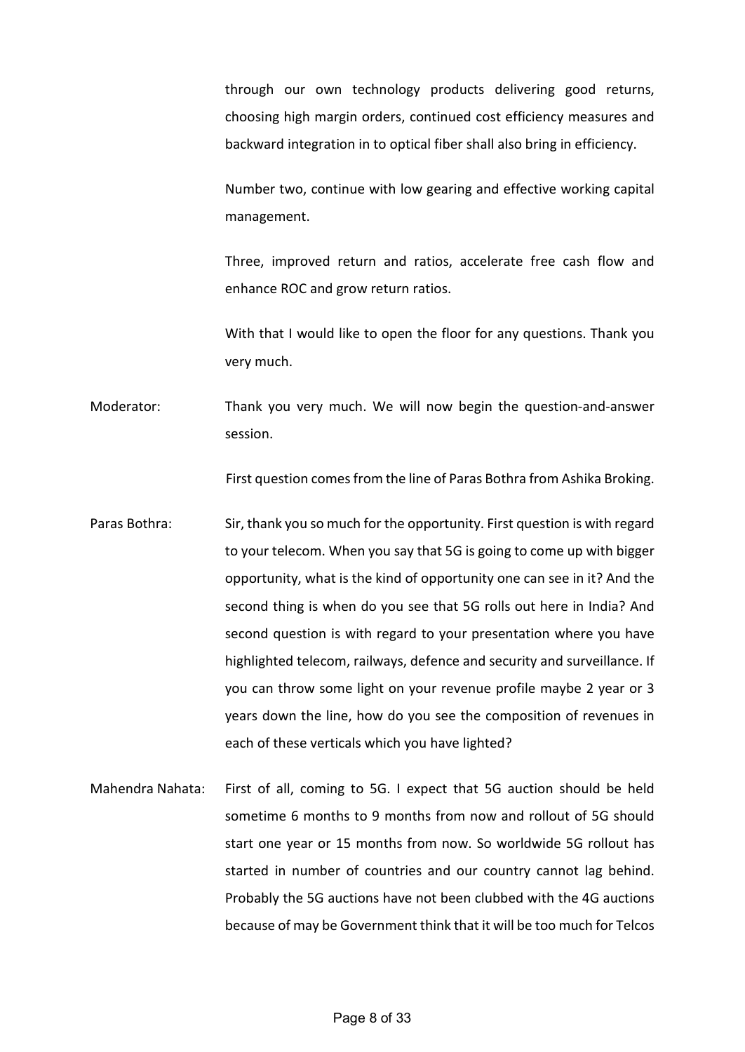through our own technology products delivering good returns, choosing high margin orders, continued cost efficiency measures and backward integration in to optical fiber shall also bring in efficiency.

Number two, continue with low gearing and effective working capital management.

Three, improved return and ratios, accelerate free cash flow and enhance ROC and grow return ratios.

With that I would like to open the floor for any questions. Thank you very much.

Moderator: Thank you very much. We will now begin the question-and-answer session.

First question comes from the line of Paras Bothra from Ashika Broking.

Paras Bothra: Sir, thank you so much for the opportunity. First question is with regard to your telecom. When you say that 5G is going to come up with bigger opportunity, what is the kind of opportunity one can see in it? And the second thing is when do you see that 5G rolls out here in India? And second question is with regard to your presentation where you have highlighted telecom, railways, defence and security and surveillance. If you can throw some light on your revenue profile maybe 2 year or 3 years down the line, how do you see the composition of revenues in each of these verticals which you have lighted?

Mahendra Nahata: First of all, coming to 5G. I expect that 5G auction should be held sometime 6 months to 9 months from now and rollout of 5G should start one year or 15 months from now. So worldwide 5G rollout has started in number of countries and our country cannot lag behind. Probably the 5G auctions have not been clubbed with the 4G auctions because of may be Government think that it will be too much for Telcos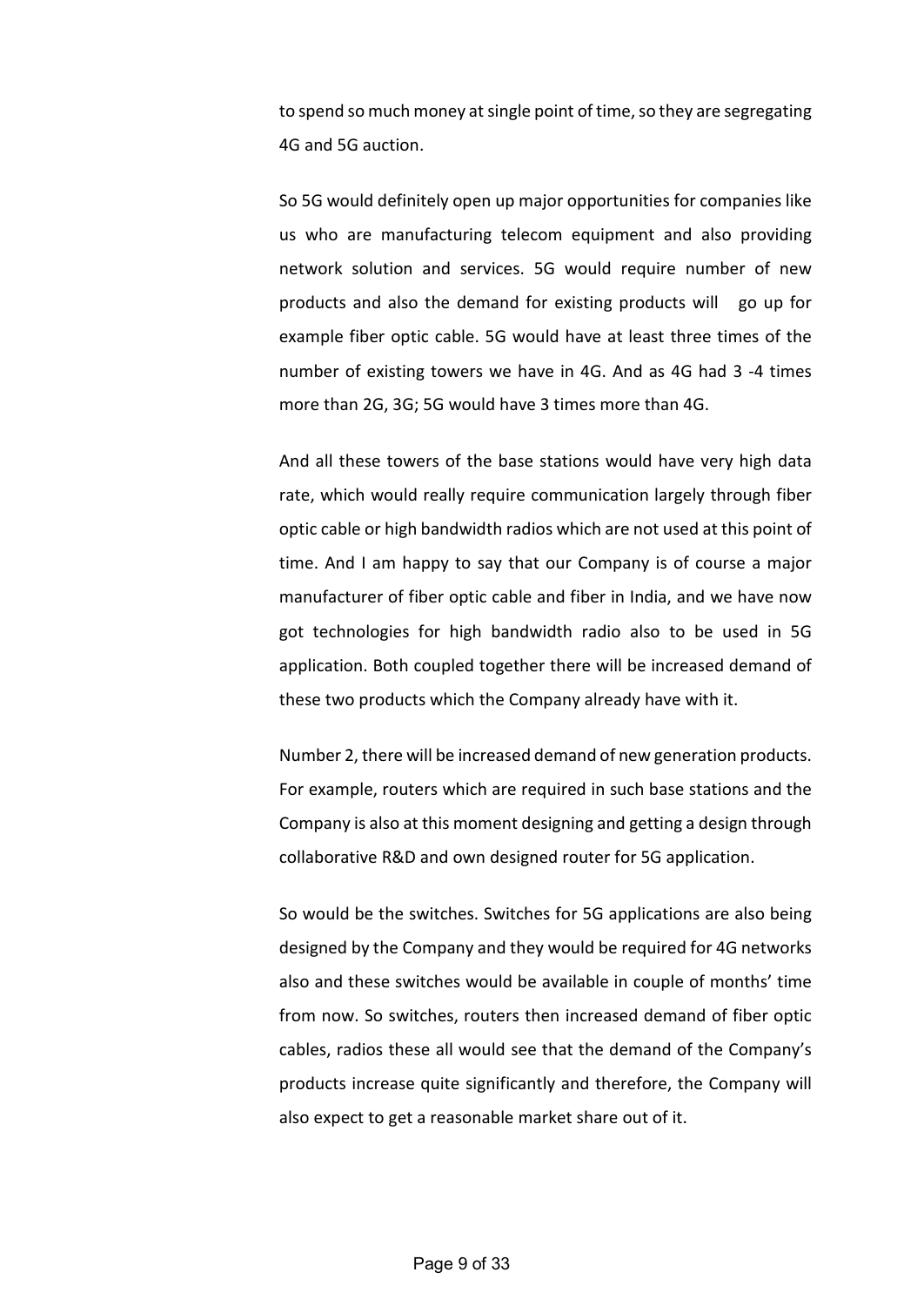to spend so much money at single point of time, so they are segregating 4G and 5G auction.

So 5G would definitely open up major opportunities for companies like us who are manufacturing telecom equipment and also providing network solution and services. 5G would require number of new products and also the demand for existing products will go up for example fiber optic cable. 5G would have at least three times of the number of existing towers we have in 4G. And as 4G had 3 -4 times more than 2G, 3G; 5G would have 3 times more than 4G.

And all these towers of the base stations would have very high data rate, which would really require communication largely through fiber optic cable or high bandwidth radios which are not used at this point of time. And I am happy to say that our Company is of course a major manufacturer of fiber optic cable and fiber in India, and we have now got technologies for high bandwidth radio also to be used in 5G application. Both coupled together there will be increased demand of these two products which the Company already have with it.

Number 2, there will be increased demand of new generation products. For example, routers which are required in such base stations and the Company is also at this moment designing and getting a design through collaborative R&D and own designed router for 5G application.

So would be the switches. Switches for 5G applications are also being designed by the Company and they would be required for 4G networks also and these switches would be available in couple of months' time from now. So switches, routers then increased demand of fiber optic cables, radios these all would see that the demand of the Company's products increase quite significantly and therefore, the Company will also expect to get a reasonable market share out of it.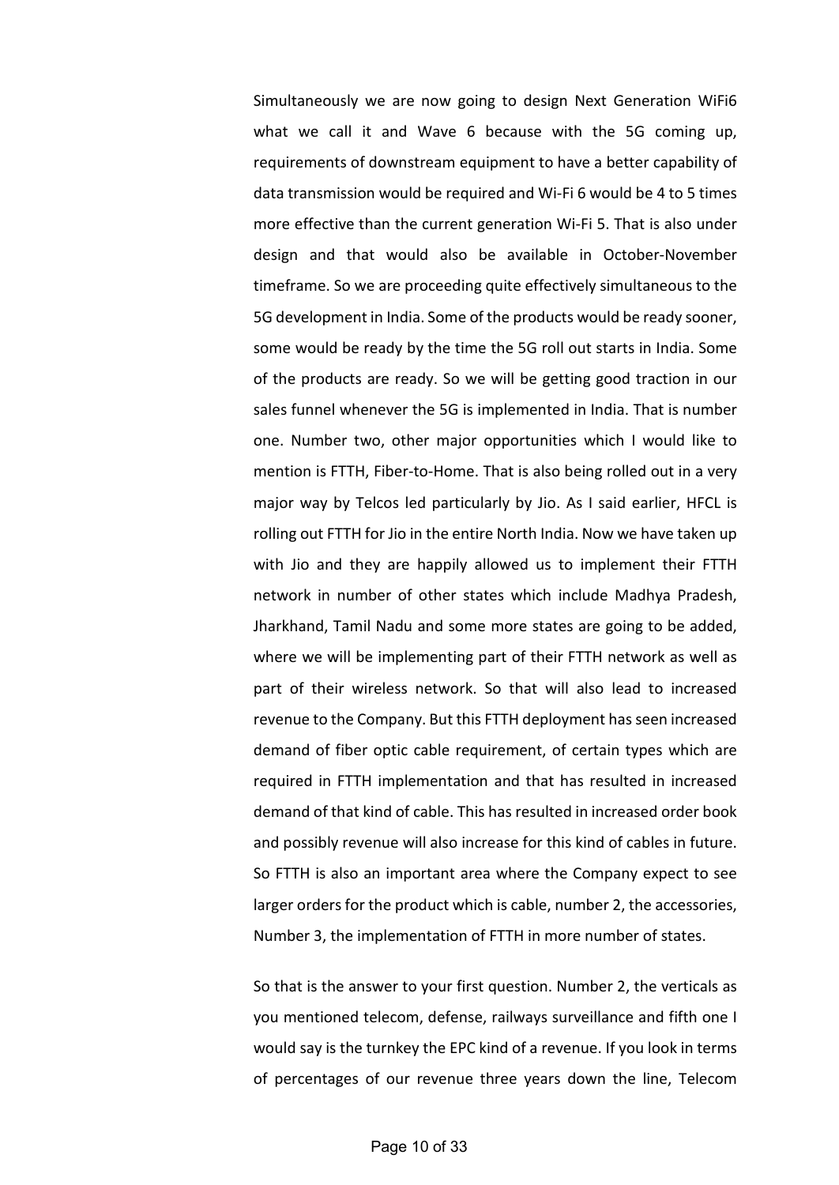Simultaneously we are now going to design Next Generation WiFi6 what we call it and Wave 6 because with the 5G coming up, requirements of downstream equipment to have a better capability of data transmission would be required and Wi-Fi 6 would be 4 to 5 times more effective than the current generation Wi-Fi 5. That is also under design and that would also be available in October-November timeframe. So we are proceeding quite effectively simultaneous to the 5G development in India. Some of the products would be ready sooner, some would be ready by the time the 5G roll out starts in India. Some of the products are ready. So we will be getting good traction in our sales funnel whenever the 5G is implemented in India. That is number one. Number two, other major opportunities which I would like to mention is FTTH, Fiber-to-Home. That is also being rolled out in a very major way by Telcos led particularly by Jio. As I said earlier, HFCL is rolling out FTTH for Jio in the entire North India. Now we have taken up with Jio and they are happily allowed us to implement their FTTH network in number of other states which include Madhya Pradesh, Jharkhand, Tamil Nadu and some more states are going to be added, where we will be implementing part of their FTTH network as well as part of their wireless network. So that will also lead to increased revenue to the Company. But this FTTH deployment has seen increased demand of fiber optic cable requirement, of certain types which are required in FTTH implementation and that has resulted in increased demand of that kind of cable. This has resulted in increased order book and possibly revenue will also increase for this kind of cables in future. So FTTH is also an important area where the Company expect to see larger orders for the product which is cable, number 2, the accessories, Number 3, the implementation of FTTH in more number of states.

So that is the answer to your first question. Number 2, the verticals as you mentioned telecom, defense, railways surveillance and fifth one I would say is the turnkey the EPC kind of a revenue. If you look in terms of percentages of our revenue three years down the line, Telecom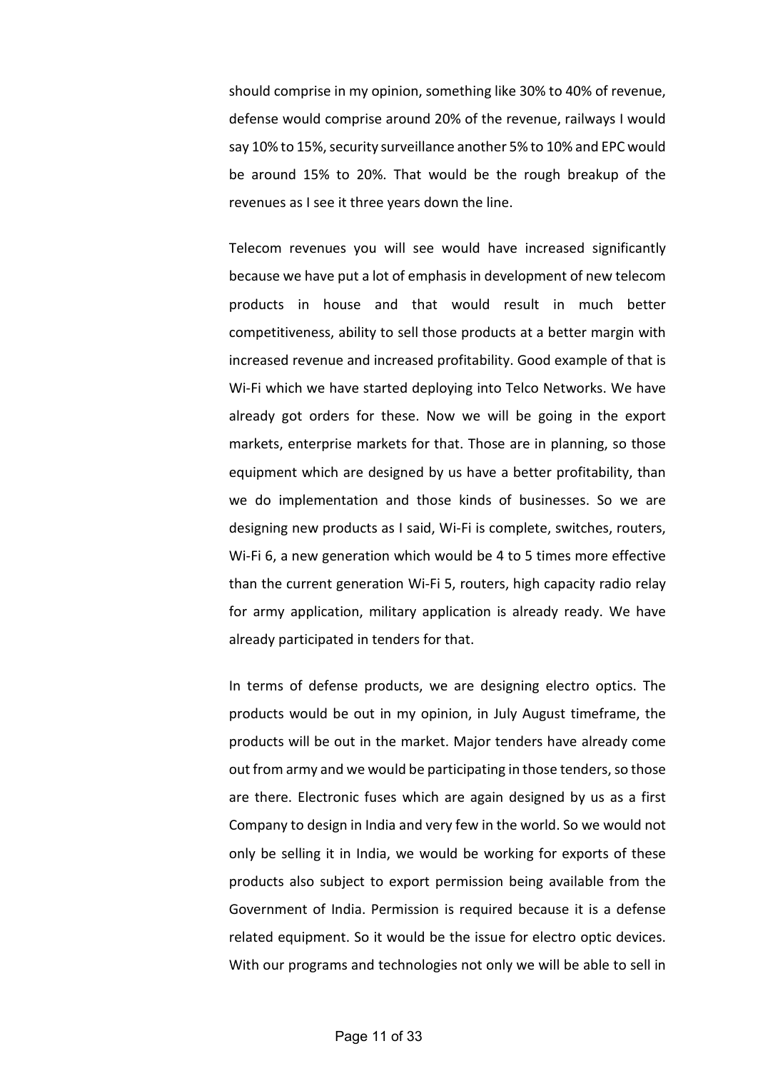should comprise in my opinion, something like 30% to 40% of revenue, defense would comprise around 20% of the revenue, railways I would say 10% to 15%, security surveillance another 5% to 10% and EPC would be around 15% to 20%. That would be the rough breakup of the revenues as I see it three years down the line.

Telecom revenues you will see would have increased significantly because we have put a lot of emphasis in development of new telecom products in house and that would result in much better competitiveness, ability to sell those products at a better margin with increased revenue and increased profitability. Good example of that is Wi-Fi which we have started deploying into Telco Networks. We have already got orders for these. Now we will be going in the export markets, enterprise markets for that. Those are in planning, so those equipment which are designed by us have a better profitability, than we do implementation and those kinds of businesses. So we are designing new products as I said, Wi-Fi is complete, switches, routers, Wi-Fi 6, a new generation which would be 4 to 5 times more effective than the current generation Wi-Fi 5, routers, high capacity radio relay for army application, military application is already ready. We have already participated in tenders for that.

In terms of defense products, we are designing electro optics. The products would be out in my opinion, in July August timeframe, the products will be out in the market. Major tenders have already come out from army and we would be participating in those tenders, so those are there. Electronic fuses which are again designed by us as a first Company to design in India and very few in the world. So we would not only be selling it in India, we would be working for exports of these products also subject to export permission being available from the Government of India. Permission is required because it is a defense related equipment. So it would be the issue for electro optic devices. With our programs and technologies not only we will be able to sell in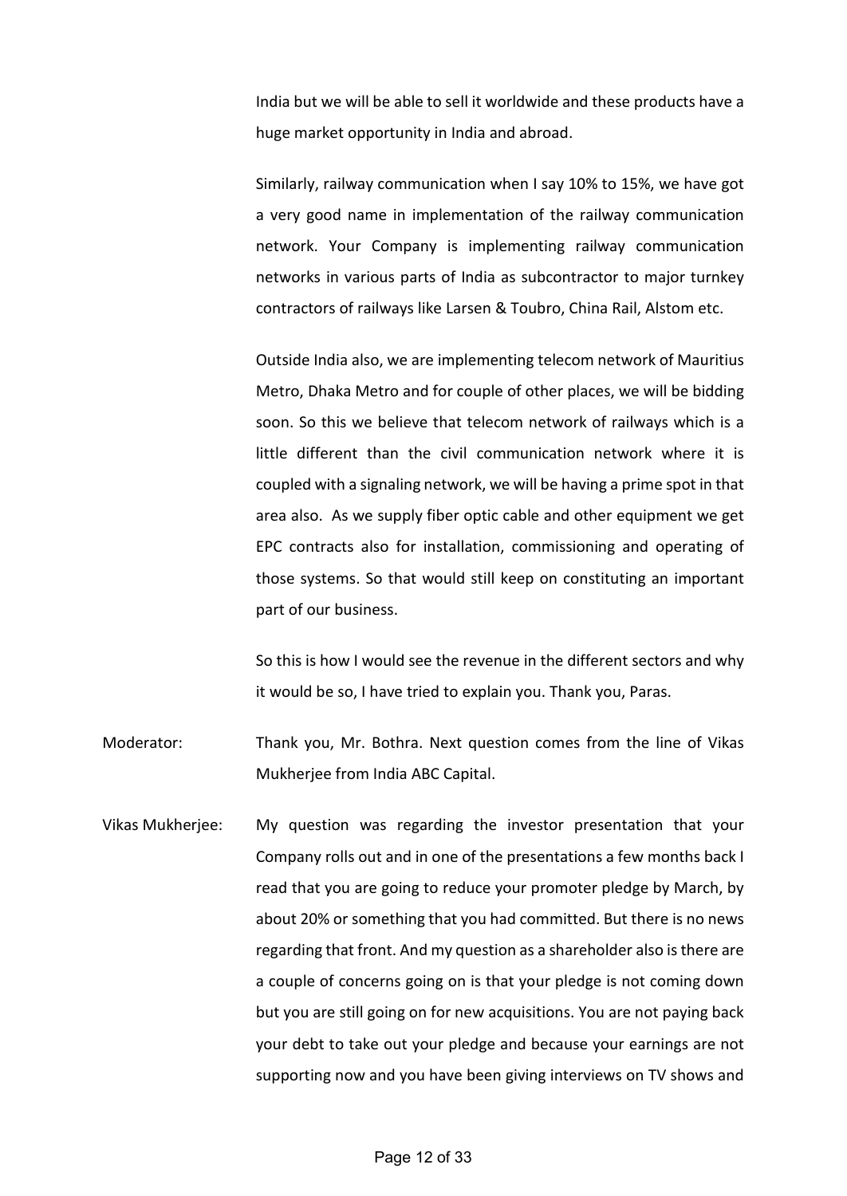India but we will be able to sell it worldwide and these products have a huge market opportunity in India and abroad.

Similarly, railway communication when I say 10% to 15%, we have got a very good name in implementation of the railway communication network. Your Company is implementing railway communication networks in various parts of India as subcontractor to major turnkey contractors of railways like Larsen & Toubro, China Rail, Alstom etc.

Outside India also, we are implementing telecom network of Mauritius Metro, Dhaka Metro and for couple of other places, we will be bidding soon. So this we believe that telecom network of railways which is a little different than the civil communication network where it is coupled with a signaling network, we will be having a prime spot in that area also. As we supply fiber optic cable and other equipment we get EPC contracts also for installation, commissioning and operating of those systems. So that would still keep on constituting an important part of our business.

So this is how I would see the revenue in the different sectors and why it would be so, I have tried to explain you. Thank you, Paras.

Moderator: Thank you, Mr. Bothra. Next question comes from the line of Vikas Mukherjee from India ABC Capital.

Vikas Mukherjee: My question was regarding the investor presentation that your Company rolls out and in one of the presentations a few months back I read that you are going to reduce your promoter pledge by March, by about 20% or something that you had committed. But there is no news regarding that front. And my question as a shareholder also is there are a couple of concerns going on is that your pledge is not coming down but you are still going on for new acquisitions. You are not paying back your debt to take out your pledge and because your earnings are not supporting now and you have been giving interviews on TV shows and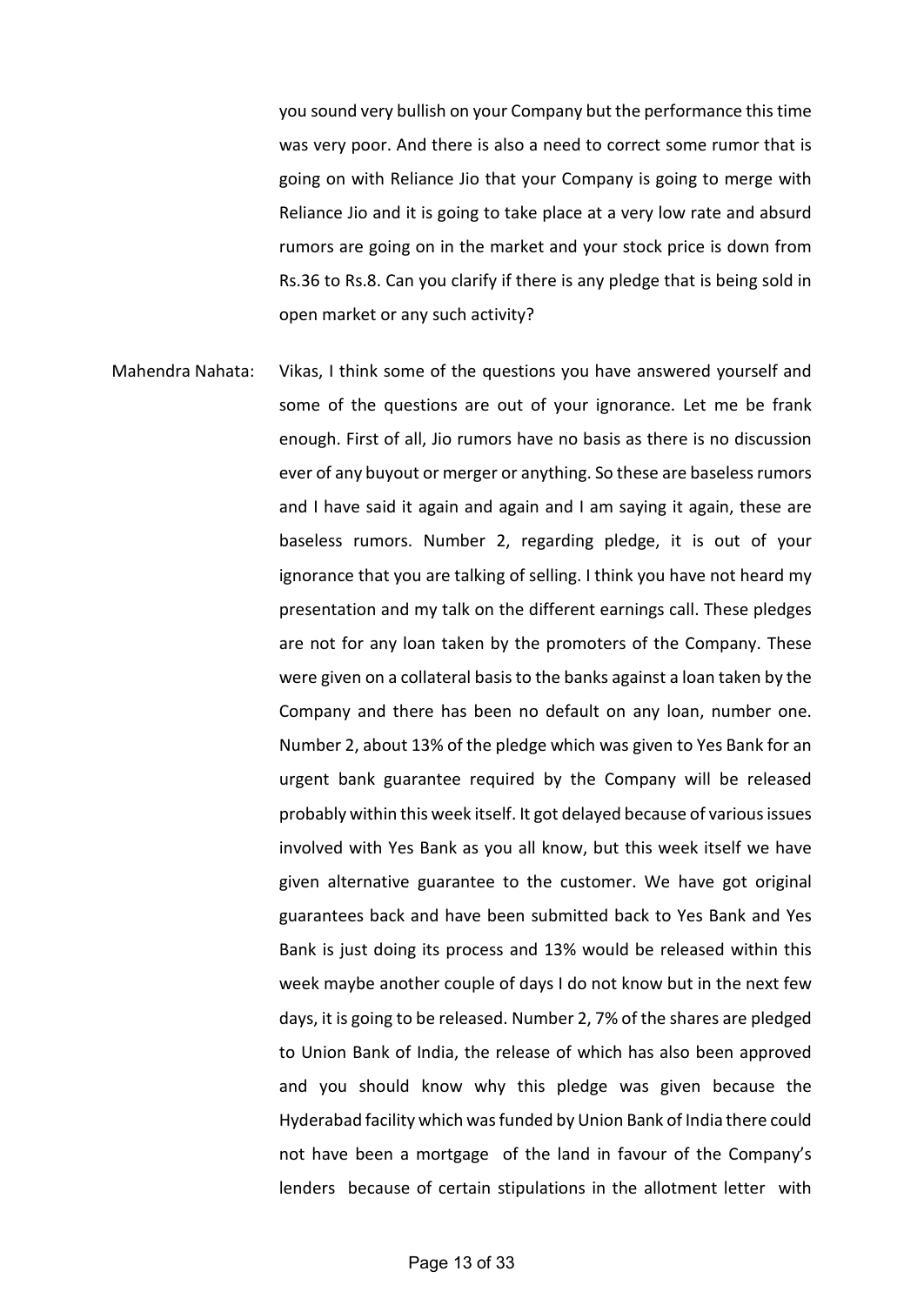you sound very bullish on your Company but the performance this time was very poor. And there is also a need to correct some rumor that is going on with Reliance Jio that your Company is going to merge with Reliance Jio and it is going to take place at a very low rate and absurd rumors are going on in the market and your stock price is down from Rs.36 to Rs.8. Can you clarify if there is any pledge that is being sold in open market or any such activity?

Mahendra Nahata: Vikas, I think some of the questions you have answered yourself and some of the questions are out of your ignorance. Let me be frank enough. First of all, Jio rumors have no basis as there is no discussion ever of any buyout or merger or anything. So these are baseless rumors and I have said it again and again and I am saying it again, these are baseless rumors. Number 2, regarding pledge, it is out of your ignorance that you are talking of selling. I think you have not heard my presentation and my talk on the different earnings call. These pledges are not for any loan taken by the promoters of the Company. These were given on a collateral basis to the banks against a loan taken by the Company and there has been no default on any loan, number one. Number 2, about 13% of the pledge which was given to Yes Bank for an urgent bank guarantee required by the Company will be released probably within this week itself. It got delayed because of various issues involved with Yes Bank as you all know, but this week itself we have given alternative guarantee to the customer. We have got original guarantees back and have been submitted back to Yes Bank and Yes Bank is just doing its process and 13% would be released within this week maybe another couple of days I do not know but in the next few days, it is going to be released. Number 2, 7% of the shares are pledged to Union Bank of India, the release of which has also been approved and you should know why this pledge was given because the Hyderabad facility which was funded by Union Bank of India there could not have been a mortgage of the land in favour of the Company's lenders because of certain stipulations in the allotment letter with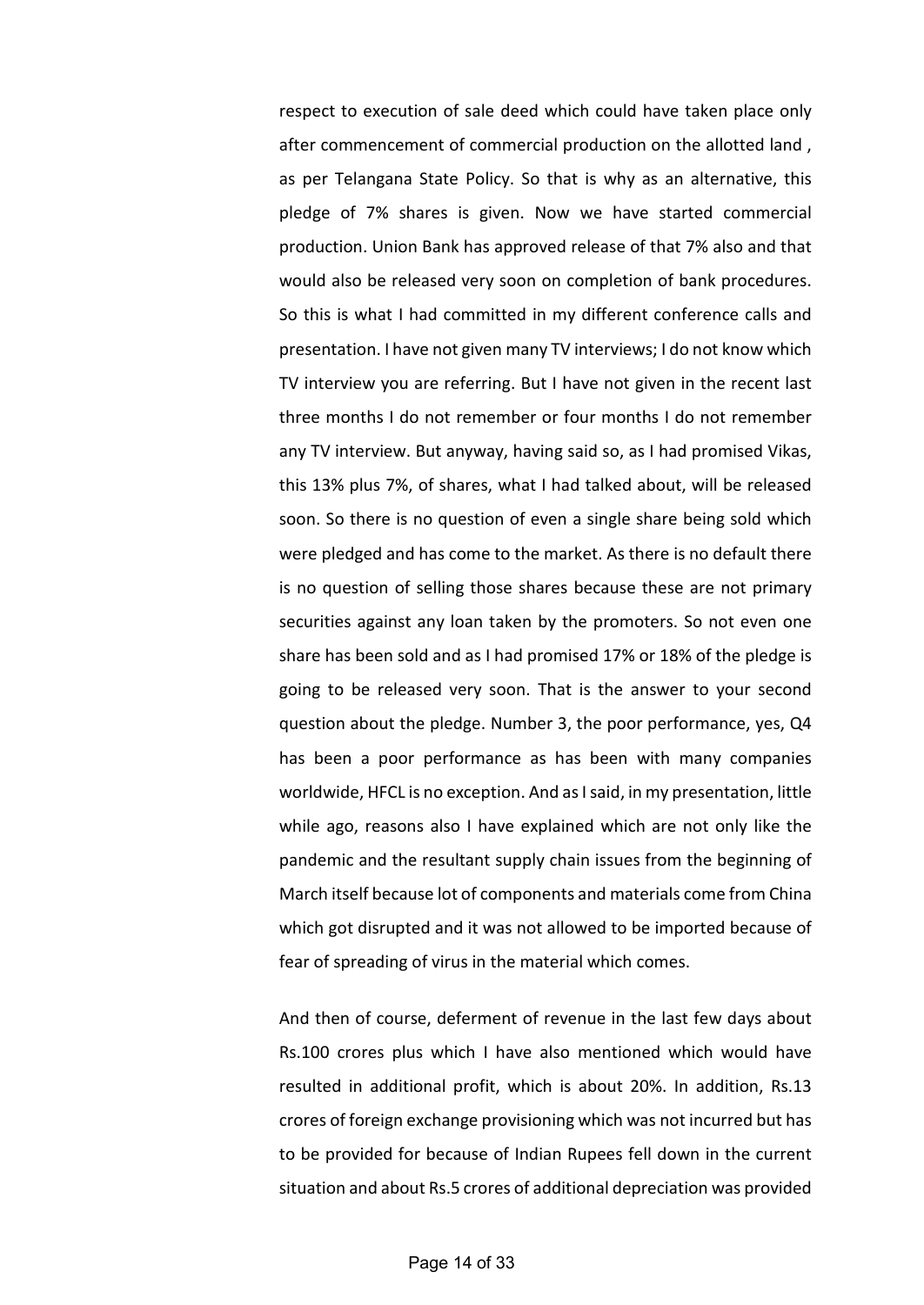respect to execution of sale deed which could have taken place only after commencement of commercial production on the allotted land , as per Telangana State Policy. So that is why as an alternative, this pledge of 7% shares is given. Now we have started commercial production. Union Bank has approved release of that 7% also and that would also be released very soon on completion of bank procedures. So this is what I had committed in my different conference calls and presentation. I have not given many TV interviews; I do not know which TV interview you are referring. But I have not given in the recent last three months I do not remember or four months I do not remember any TV interview. But anyway, having said so, as I had promised Vikas, this 13% plus 7%, of shares, what I had talked about, will be released soon. So there is no question of even a single share being sold which were pledged and has come to the market. As there is no default there is no question of selling those shares because these are not primary securities against any loan taken by the promoters. So not even one share has been sold and as I had promised 17% or 18% of the pledge is going to be released very soon. That is the answer to your second question about the pledge. Number 3, the poor performance, yes, Q4 has been a poor performance as has been with many companies worldwide, HFCL is no exception. And as I said, in my presentation, little while ago, reasons also I have explained which are not only like the pandemic and the resultant supply chain issues from the beginning of March itself because lot of components and materials come from China which got disrupted and it was not allowed to be imported because of fear of spreading of virus in the material which comes.

And then of course, deferment of revenue in the last few days about Rs.100 crores plus which I have also mentioned which would have resulted in additional profit, which is about 20%. In addition, Rs.13 crores of foreign exchange provisioning which was not incurred but has to be provided for because of Indian Rupees fell down in the current situation and about Rs.5 crores of additional depreciation was provided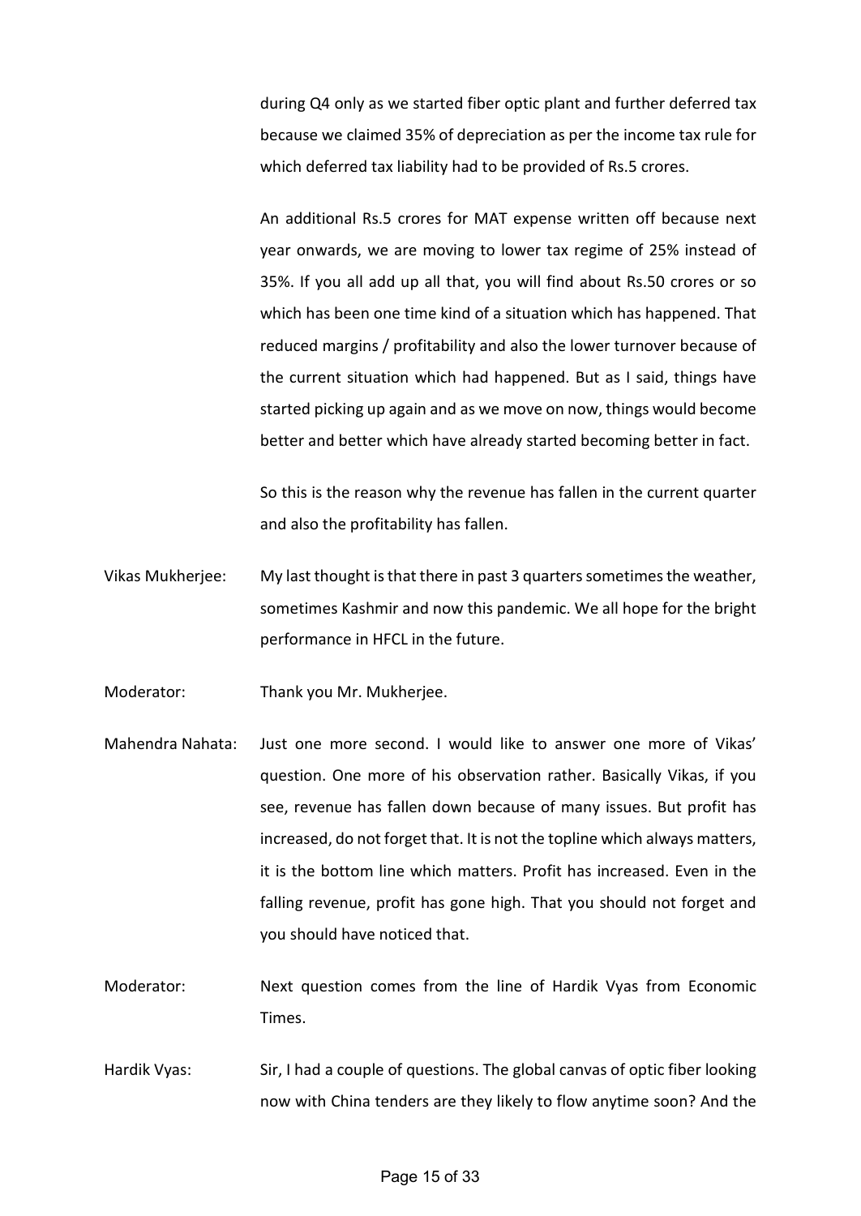during Q4 only as we started fiber optic plant and further deferred tax because we claimed 35% of depreciation as per the income tax rule for which deferred tax liability had to be provided of Rs.5 crores.

An additional Rs.5 crores for MAT expense written off because next year onwards, we are moving to lower tax regime of 25% instead of 35%. If you all add up all that, you will find about Rs.50 crores or so which has been one time kind of a situation which has happened. That reduced margins / profitability and also the lower turnover because of the current situation which had happened. But as I said, things have started picking up again and as we move on now, things would become better and better which have already started becoming better in fact.

So this is the reason why the revenue has fallen in the current quarter and also the profitability has fallen.

Vikas Mukherjee: My last thought is that there in past 3 quarters sometimes the weather, sometimes Kashmir and now this pandemic. We all hope for the bright performance in HFCL in the future.

Moderator: Thank you Mr. Mukherjee.

Mahendra Nahata: Just one more second. I would like to answer one more of Vikas' question. One more of his observation rather. Basically Vikas, if you see, revenue has fallen down because of many issues. But profit has increased, do not forget that. It is not the topline which always matters, it is the bottom line which matters. Profit has increased. Even in the falling revenue, profit has gone high. That you should not forget and you should have noticed that.

Moderator: Next question comes from the line of Hardik Vyas from Economic Times.

Hardik Vyas: Sir, I had a couple of questions. The global canvas of optic fiber looking now with China tenders are they likely to flow anytime soon? And the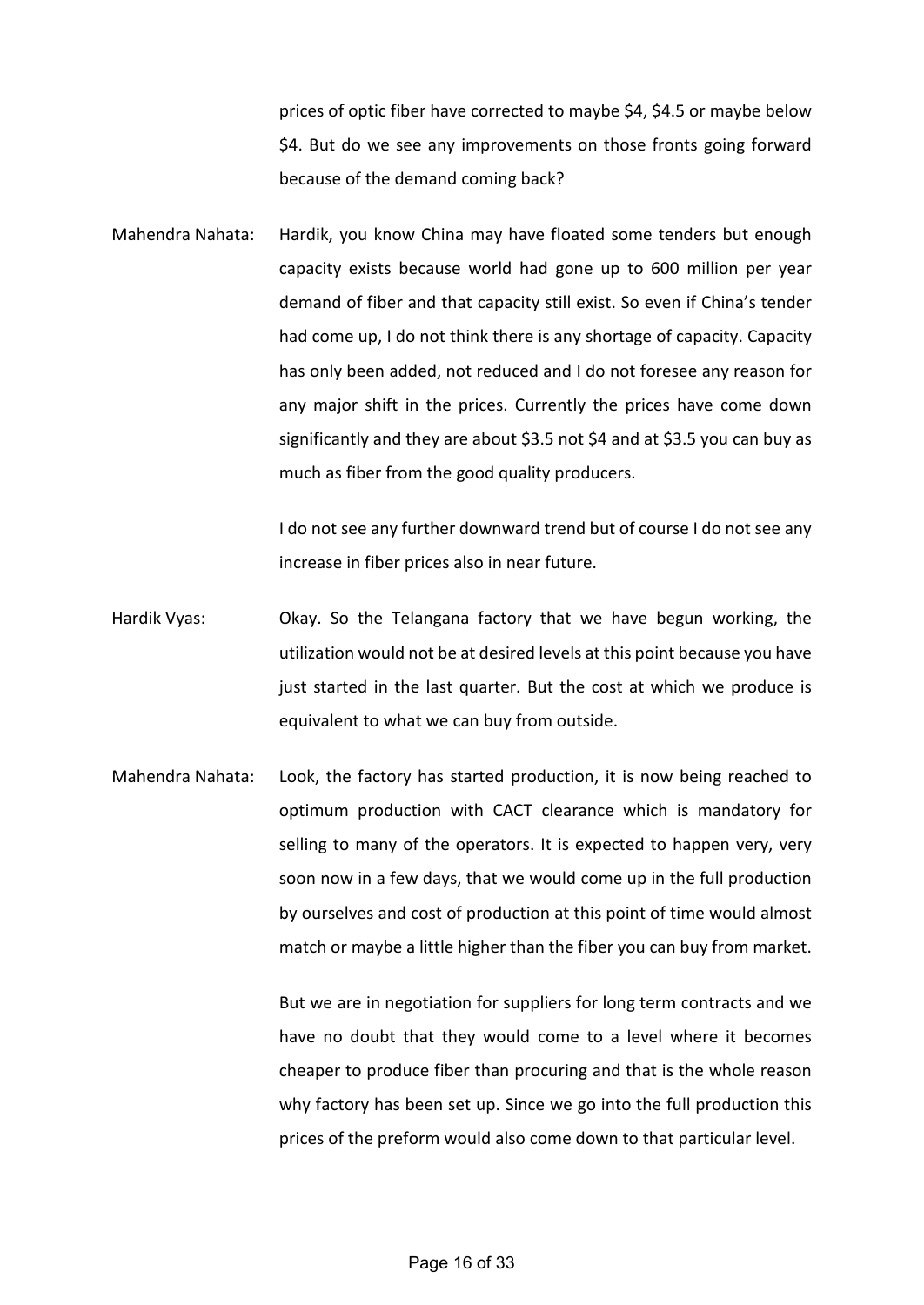prices of optic fiber have corrected to maybe $4, $4.5 or maybe below $4. But do we see any improvements on those fronts going forward because of the demand coming back?

**Mahendra Nahata:** Hardik, you know China may have floated some tenders but enough capacity exists because world had gone up to 600 million per year demand of fiber and that capacity still exist. So even if China's tender had come up, I do not think there is any shortage of capacity. Capacity has only been added, not reduced and I do not foresee any reason for any major shift in the prices. Currently the prices have come down significantly and they are about $3.5 not $4 and at $3.5 you can buy as much as fiber from the good quality producers.

I do not see any further downward trend but of course I do not see any increase in fiber prices also in near future.

**Hardik Vyas:** Okay. So the Telangana factory that we have begun working, the utilization would not be at desired levels at this point because you have just started in the last quarter. But the cost at which we produce is equivalent to what we can buy from outside.

**Mahendra Nahata:** Look, the factory has started production, it is now being reached to optimum production with CACT clearance which is mandatory for selling to many of the operators. It is expected to happen very, very soon now in a few days, that we would come up in the full production by ourselves and cost of production at this point of time would almost match or maybe a little higher than the fiber you can buy from market.

But we are in negotiation for suppliers for long term contracts and we have no doubt that they would come to a level where it becomes cheaper to produce fiber than procuring and that is the whole reason why factory has been set up. Since we go into the full production this prices of the preform would also come down to that particular level.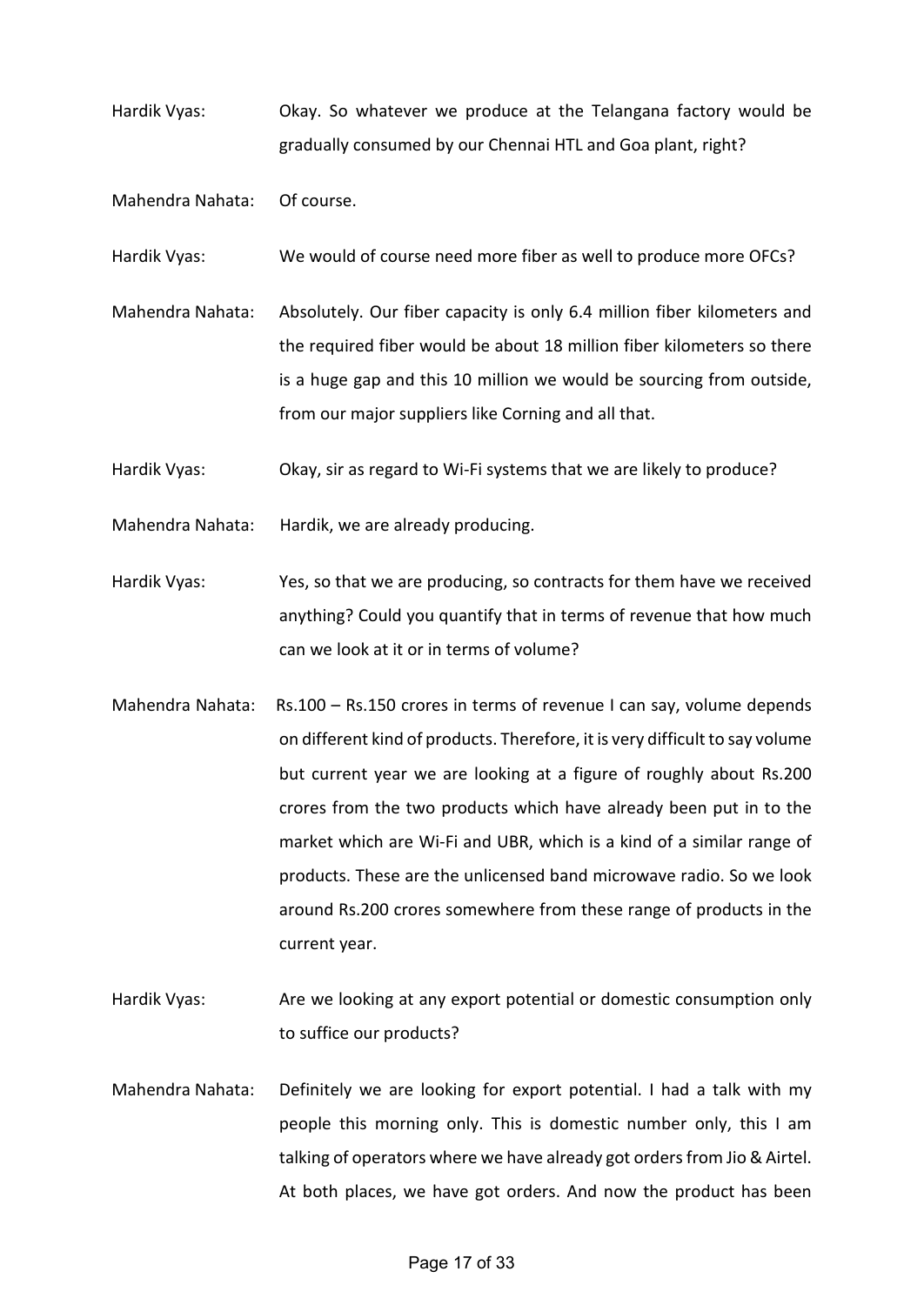Hardik Vyas: Okay. So whatever we produce at the Telangana factory would be gradually consumed by our Chennai HTL and Goa plant, right?

Mahendra Nahata: Of course.

Hardik Vyas: We would of course need more fiber as well to produce more OFCs?

Mahendra Nahata: Absolutely. Our fiber capacity is only 6.4 million fiber kilometers and the required fiber would be about 18 million fiber kilometers so there is a huge gap and this 10 million we would be sourcing from outside, from our major suppliers like Corning and all that.

Hardik Vyas: Okay, sir as regard to Wi-Fi systems that we are likely to produce?

Mahendra Nahata: Hardik, we are already producing.

Hardik Vyas: Yes, so that we are producing, so contracts for them have we received anything? Could you quantify that in terms of revenue that how much can we look at it or in terms of volume?

Mahendra Nahata: Rs.100 – Rs.150 crores in terms of revenue I can say, volume depends on different kind of products. Therefore, it is very difficult to say volume but current year we are looking at a figure of roughly about Rs.200 crores from the two products which have already been put in to the market which are Wi-Fi and UBR, which is a kind of a similar range of products. These are the unlicensed band microwave radio. So we look around Rs.200 crores somewhere from these range of products in the current year.

Hardik Vyas: Are we looking at any export potential or domestic consumption only to suffice our products?

Mahendra Nahata: Definitely we are looking for export potential. I had a talk with my people this morning only. This is domestic number only, this I am talking of operators where we have already got orders from Jio & Airtel. At both places, we have got orders. And now the product has been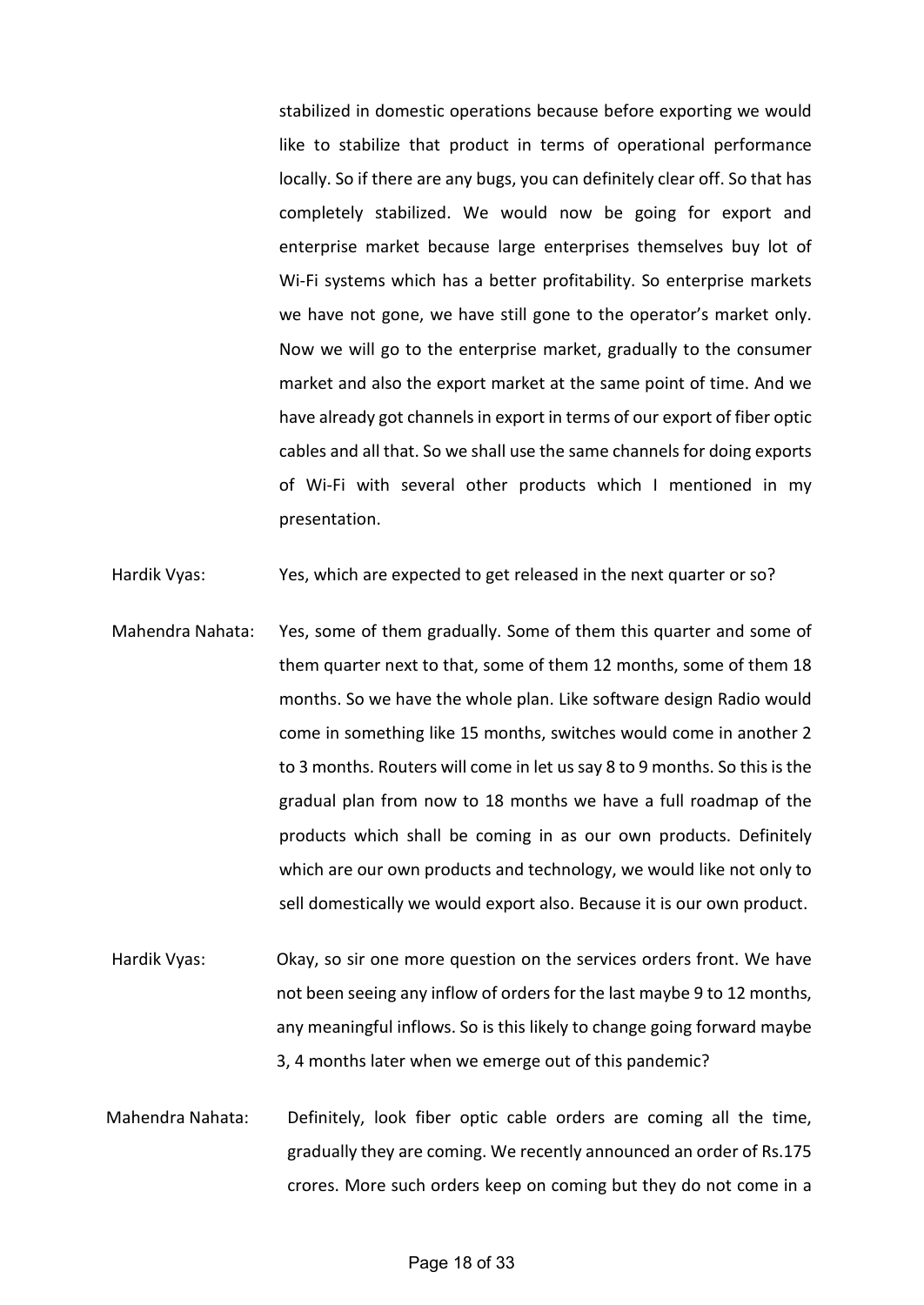stabilized in domestic operations because before exporting we would like to stabilize that product in terms of operational performance locally. So if there are any bugs, you can definitely clear off. So that has completely stabilized. We would now be going for export and enterprise market because large enterprises themselves buy lot of Wi-Fi systems which has a better profitability. So enterprise markets we have not gone, we have still gone to the operator's market only. Now we will go to the enterprise market, gradually to the consumer market and also the export market at the same point of time. And we have already got channels in export in terms of our export of fiber optic cables and all that. So we shall use the same channels for doing exports of Wi-Fi with several other products which I mentioned in my presentation.

Hardik Vyas: Yes, which are expected to get released in the next quarter or so?

Mahendra Nahata: Yes, some of them gradually. Some of them this quarter and some of them quarter next to that, some of them 12 months, some of them 18 months. So we have the whole plan. Like software design Radio would come in something like 15 months, switches would come in another 2 to 3 months. Routers will come in let us say 8 to 9 months. So this is the gradual plan from now to 18 months we have a full roadmap of the products which shall be coming in as our own products. Definitely which are our own products and technology, we would like not only to sell domestically we would export also. Because it is our own product.

Hardik Vyas: Okay, so sir one more question on the services orders front. We have not been seeing any inflow of orders for the last maybe 9 to 12 months, any meaningful inflows. So is this likely to change going forward maybe 3, 4 months later when we emerge out of this pandemic?

Mahendra Nahata: Definitely, look fiber optic cable orders are coming all the time, gradually they are coming. We recently announced an order of Rs.175 crores. More such orders keep on coming but they do not come in a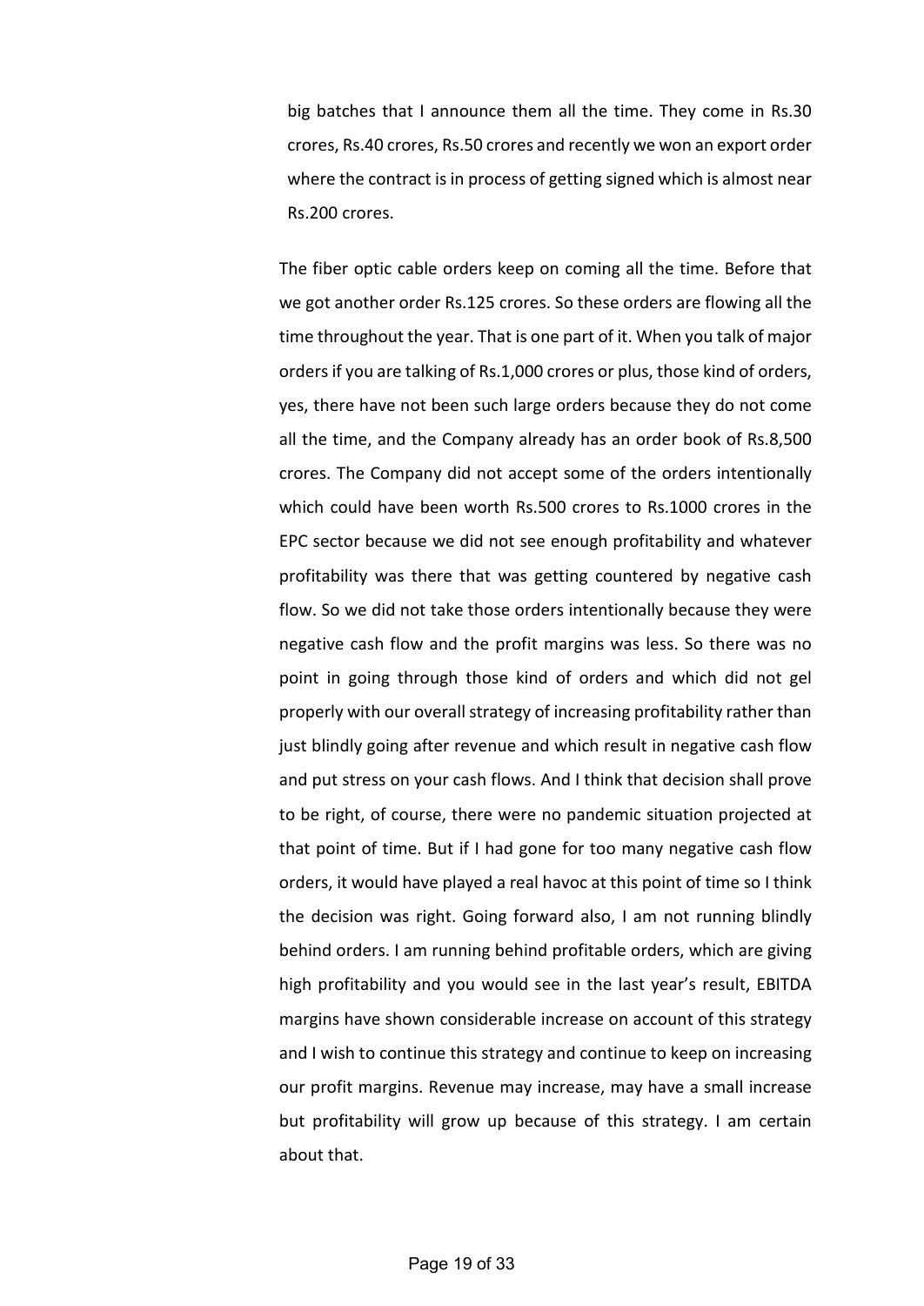big batches that I announce them all the time. They come in Rs.30 crores, Rs.40 crores, Rs.50 crores and recently we won an export order where the contract is in process of getting signed which is almost near Rs.200 crores.

The fiber optic cable orders keep on coming all the time. Before that we got another order Rs.125 crores. So these orders are flowing all the time throughout the year. That is one part of it. When you talk of major orders if you are talking of Rs.1,000 crores or plus, those kind of orders, yes, there have not been such large orders because they do not come all the time, and the Company already has an order book of Rs.8,500 crores. The Company did not accept some of the orders intentionally which could have been worth Rs.500 crores to Rs.1000 crores in the EPC sector because we did not see enough profitability and whatever profitability was there that was getting countered by negative cash flow. So we did not take those orders intentionally because they were negative cash flow and the profit margins was less. So there was no point in going through those kind of orders and which did not gel properly with our overall strategy of increasing profitability rather than just blindly going after revenue and which result in negative cash flow and put stress on your cash flows. And I think that decision shall prove to be right, of course, there were no pandemic situation projected at that point of time. But if I had gone for too many negative cash flow orders, it would have played a real havoc at this point of time so I think the decision was right. Going forward also, I am not running blindly behind orders. I am running behind profitable orders, which are giving high profitability and you would see in the last year's result, EBITDA margins have shown considerable increase on account of this strategy and I wish to continue this strategy and continue to keep on increasing our profit margins. Revenue may increase, may have a small increase but profitability will grow up because of this strategy. I am certain about that.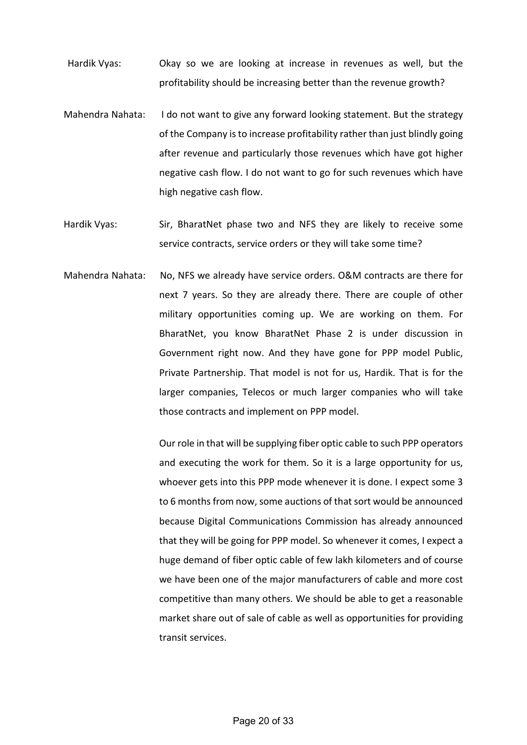Hardik Vyas: Okay so we are looking at increase in revenues as well, but the profitability should be increasing better than the revenue growth?

Mahendra Nahata: I do not want to give any forward looking statement. But the strategy of the Company is to increase profitability rather than just blindly going after revenue and particularly those revenues which have got higher negative cash flow. I do not want to go for such revenues which have high negative cash flow.

Hardik Vyas: Sir, BharatNet phase two and NFS they are likely to receive some service contracts, service orders or they will take some time?

Mahendra Nahata: No, NFS we already have service orders. O&M contracts are there for next 7 years. So they are already there. There are couple of other military opportunities coming up. We are working on them. For BharatNet, you know BharatNet Phase 2 is under discussion in Government right now. And they have gone for PPP model Public, Private Partnership. That model is not for us, Hardik. That is for the larger companies, Telecos or much larger companies who will take those contracts and implement on PPP model.

Our role in that will be supplying fiber optic cable to such PPP operators and executing the work for them. So it is a large opportunity for us, whoever gets into this PPP mode whenever it is done. I expect some 3 to 6 months from now, some auctions of that sort would be announced because Digital Communications Commission has already announced that they will be going for PPP model. So whenever it comes, I expect a huge demand of fiber optic cable of few lakh kilometers and of course we have been one of the major manufacturers of cable and more cost competitive than many others. We should be able to get a reasonable market share out of sale of cable as well as opportunities for providing transit services.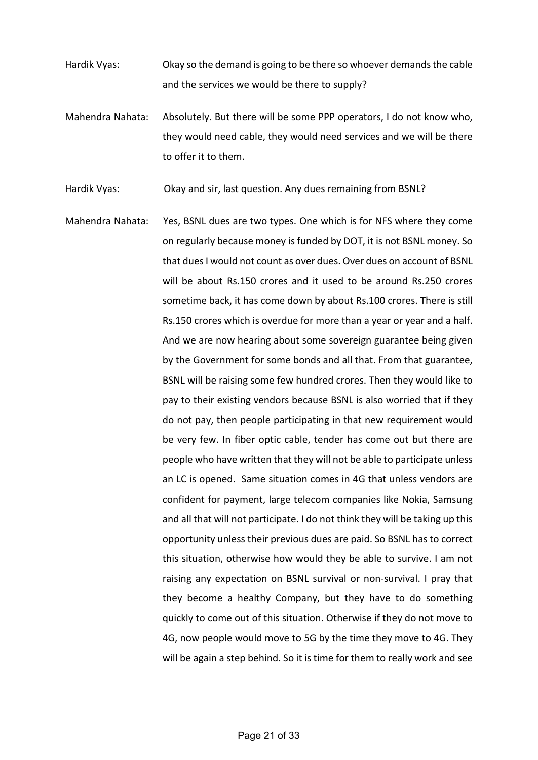Hardik Vyas: Okay so the demand is going to be there so whoever demands the cable and the services we would be there to supply?

Mahendra Nahata: Absolutely. But there will be some PPP operators, I do not know who, they would need cable, they would need services and we will be there to offer it to them.

Hardik Vyas: Okay and sir, last question. Any dues remaining from BSNL?

Mahendra Nahata: Yes, BSNL dues are two types. One which is for NFS where they come on regularly because money is funded by DOT, it is not BSNL money. So that dues I would not count as over dues. Over dues on account of BSNL will be about Rs.150 crores and it used to be around Rs.250 crores sometime back, it has come down by about Rs.100 crores. There is still Rs.150 crores which is overdue for more than a year or year and a half. And we are now hearing about some sovereign guarantee being given by the Government for some bonds and all that. From that guarantee, BSNL will be raising some few hundred crores. Then they would like to pay to their existing vendors because BSNL is also worried that if they do not pay, then people participating in that new requirement would be very few. In fiber optic cable, tender has come out but there are people who have written that they will not be able to participate unless an LC is opened. Same situation comes in 4G that unless vendors are confident for payment, large telecom companies like Nokia, Samsung and all that will not participate. I do not think they will be taking up this opportunity unless their previous dues are paid. So BSNL has to correct this situation, otherwise how would they be able to survive. I am not raising any expectation on BSNL survival or non-survival. I pray that they become a healthy Company, but they have to do something quickly to come out of this situation. Otherwise if they do not move to 4G, now people would move to 5G by the time they move to 4G. They will be again a step behind. So it is time for them to really work and see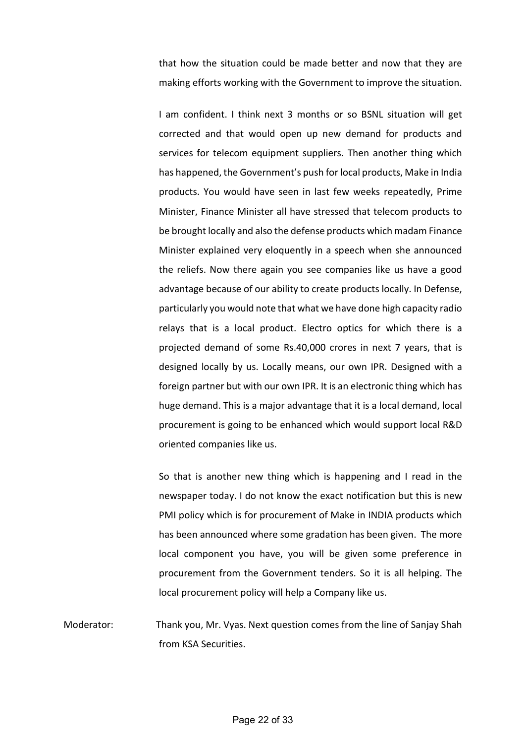that how the situation could be made better and now that they are making efforts working with the Government to improve the situation.

I am confident. I think next 3 months or so BSNL situation will get corrected and that would open up new demand for products and services for telecom equipment suppliers. Then another thing which has happened, the Government's push for local products, Make in India products. You would have seen in last few weeks repeatedly, Prime Minister, Finance Minister all have stressed that telecom products to be brought locally and also the defense products which madam Finance Minister explained very eloquently in a speech when she announced the reliefs. Now there again you see companies like us have a good advantage because of our ability to create products locally. In Defense, particularly you would note that what we have done high capacity radio relays that is a local product. Electro optics for which there is a projected demand of some Rs.40,000 crores in next 7 years, that is designed locally by us. Locally means, our own IPR. Designed with a foreign partner but with our own IPR. It is an electronic thing which has huge demand. This is a major advantage that it is a local demand, local procurement is going to be enhanced which would support local R&D oriented companies like us.

So that is another new thing which is happening and I read in the newspaper today. I do not know the exact notification but this is new PMI policy which is for procurement of Make in INDIA products which has been announced where some gradation has been given. The more local component you have, you will be given some preference in procurement from the Government tenders. So it is all helping. The local procurement policy will help a Company like us.

Moderator: Thank you, Mr. Vyas. Next question comes from the line of Sanjay Shah from KSA Securities.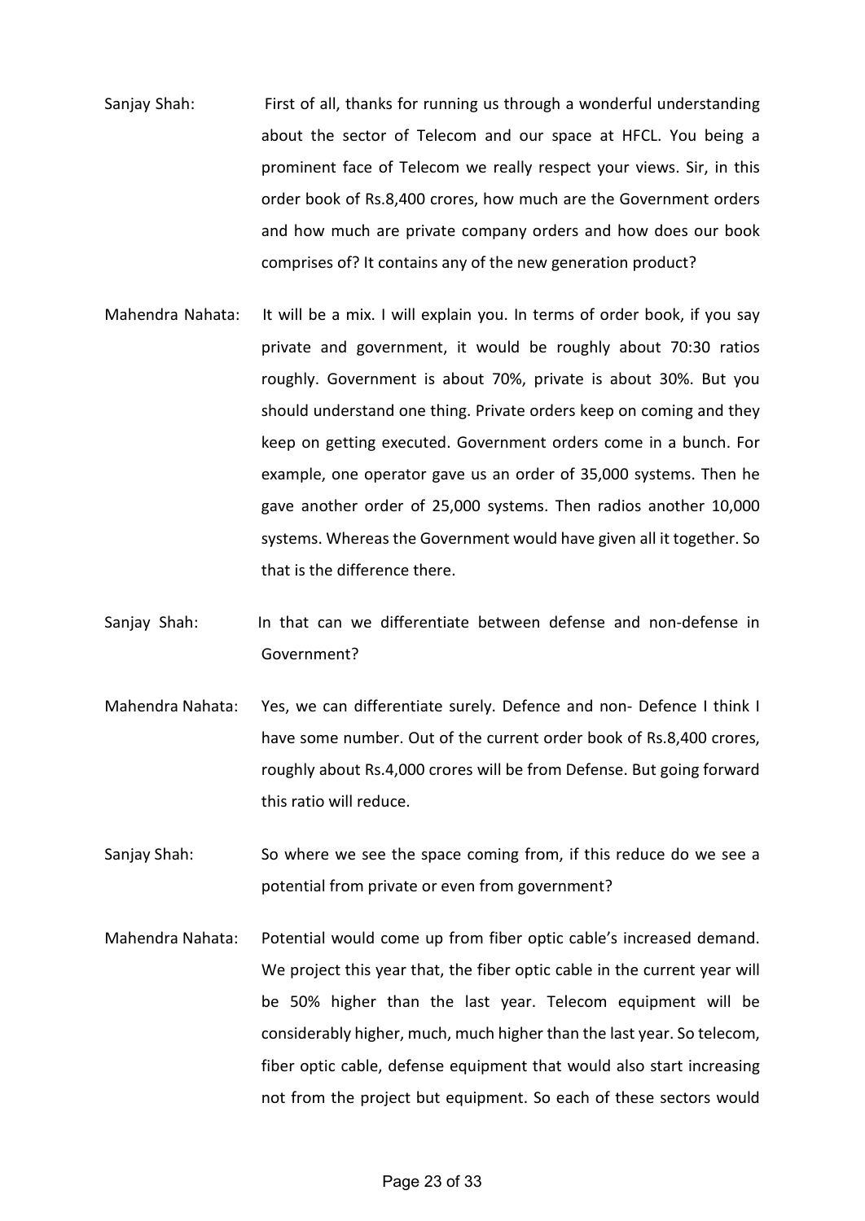Sanjay Shah: First of all, thanks for running us through a wonderful understanding about the sector of Telecom and our space at HFCL. You being a prominent face of Telecom we really respect your views. Sir, in this order book of Rs.8,400 crores, how much are the Government orders and how much are private company orders and how does our book comprises of? It contains any of the new generation product?

Mahendra Nahata: It will be a mix. I will explain you. In terms of order book, if you say private and government, it would be roughly about 70:30 ratios roughly. Government is about 70%, private is about 30%. But you should understand one thing. Private orders keep on coming and they keep on getting executed. Government orders come in a bunch. For example, one operator gave us an order of 35,000 systems. Then he gave another order of 25,000 systems. Then radios another 10,000 systems. Whereas the Government would have given all it together. So that is the difference there.

Sanjay Shah: In that can we differentiate between defense and non-defense in Government?

Mahendra Nahata: Yes, we can differentiate surely. Defence and non- Defence I think I have some number. Out of the current order book of Rs.8,400 crores, roughly about Rs.4,000 crores will be from Defense. But going forward this ratio will reduce.

Sanjay Shah: So where we see the space coming from, if this reduce do we see a potential from private or even from government?

Mahendra Nahata: Potential would come up from fiber optic cable's increased demand. We project this year that, the fiber optic cable in the current year will be 50% higher than the last year. Telecom equipment will be considerably higher, much, much higher than the last year. So telecom, fiber optic cable, defense equipment that would also start increasing not from the project but equipment. So each of these sectors would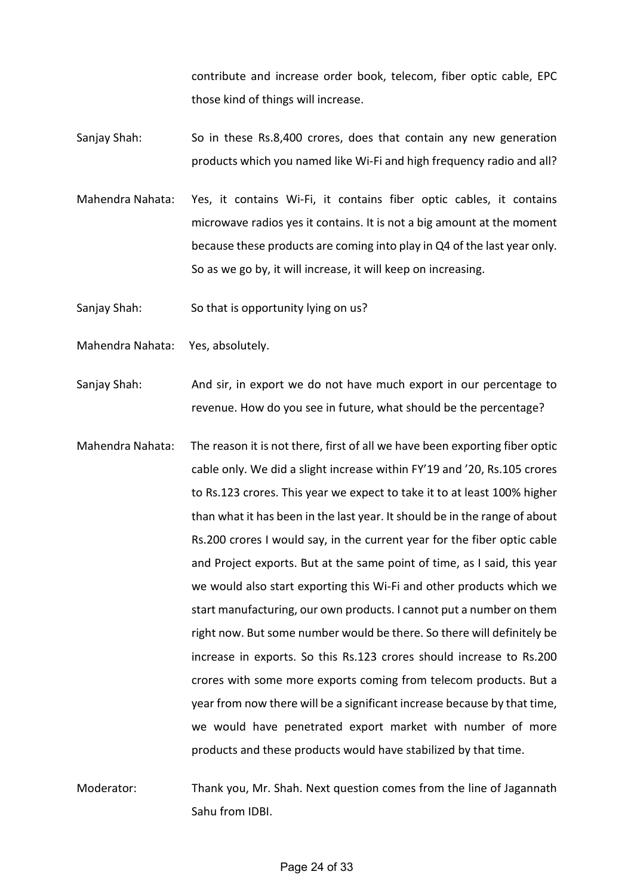contribute and increase order book, telecom, fiber optic cable, EPC those kind of things will increase.

Sanjay Shah: So in these Rs.8,400 crores, does that contain any new generation products which you named like Wi-Fi and high frequency radio and all?

Mahendra Nahata: Yes, it contains Wi-Fi, it contains fiber optic cables, it contains microwave radios yes it contains. It is not a big amount at the moment because these products are coming into play in Q4 of the last year only. So as we go by, it will increase, it will keep on increasing.

Sanjay Shah: So that is opportunity lying on us?

Mahendra Nahata: Yes, absolutely.

Sanjay Shah: And sir, in export we do not have much export in our percentage to revenue. How do you see in future, what should be the percentage?

Mahendra Nahata: The reason it is not there, first of all we have been exporting fiber optic cable only. We did a slight increase within FY'19 and '20, Rs.105 crores to Rs.123 crores. This year we expect to take it to at least 100% higher than what it has been in the last year. It should be in the range of about Rs.200 crores I would say, in the current year for the fiber optic cable and Project exports. But at the same point of time, as I said, this year we would also start exporting this Wi-Fi and other products which we start manufacturing, our own products. I cannot put a number on them right now. But some number would be there. So there will definitely be increase in exports. So this Rs.123 crores should increase to Rs.200 crores with some more exports coming from telecom products. But a year from now there will be a significant increase because by that time, we would have penetrated export market with number of more products and these products would have stabilized by that time.

Moderator: Thank you, Mr. Shah. Next question comes from the line of Jagannath Sahu from IDBI.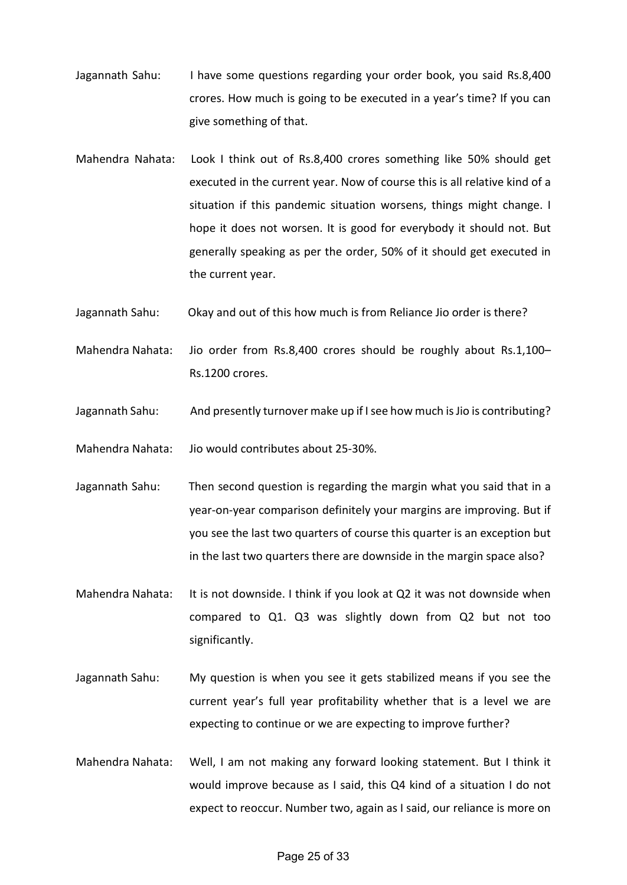Jagannath Sahu: I have some questions regarding your order book, you said Rs.8,400 crores. How much is going to be executed in a year's time? If you can give something of that.

Mahendra Nahata: Look I think out of Rs.8,400 crores something like 50% should get executed in the current year. Now of course this is all relative kind of a situation if this pandemic situation worsens, things might change. I hope it does not worsen. It is good for everybody it should not. But generally speaking as per the order, 50% of it should get executed in the current year.

Jagannath Sahu: Okay and out of this how much is from Reliance Jio order is there?

Mahendra Nahata: Jio order from Rs.8,400 crores should be roughly about Rs.1,100–Rs.1200 crores.

Jagannath Sahu: And presently turnover make up if I see how much is Jio is contributing?

Mahendra Nahata: Jio would contributes about 25-30%.

Jagannath Sahu: Then second question is regarding the margin what you said that in a year-on-year comparison definitely your margins are improving. But if you see the last two quarters of course this quarter is an exception but in the last two quarters there are downside in the margin space also?

Mahendra Nahata: It is not downside. I think if you look at Q2 it was not downside when compared to Q1. Q3 was slightly down from Q2 but not too significantly.

Jagannath Sahu: My question is when you see it gets stabilized means if you see the current year's full year profitability whether that is a level we are expecting to continue or we are expecting to improve further?

Mahendra Nahata: Well, I am not making any forward looking statement. But I think it would improve because as I said, this Q4 kind of a situation I do not expect to reoccur. Number two, again as I said, our reliance is more on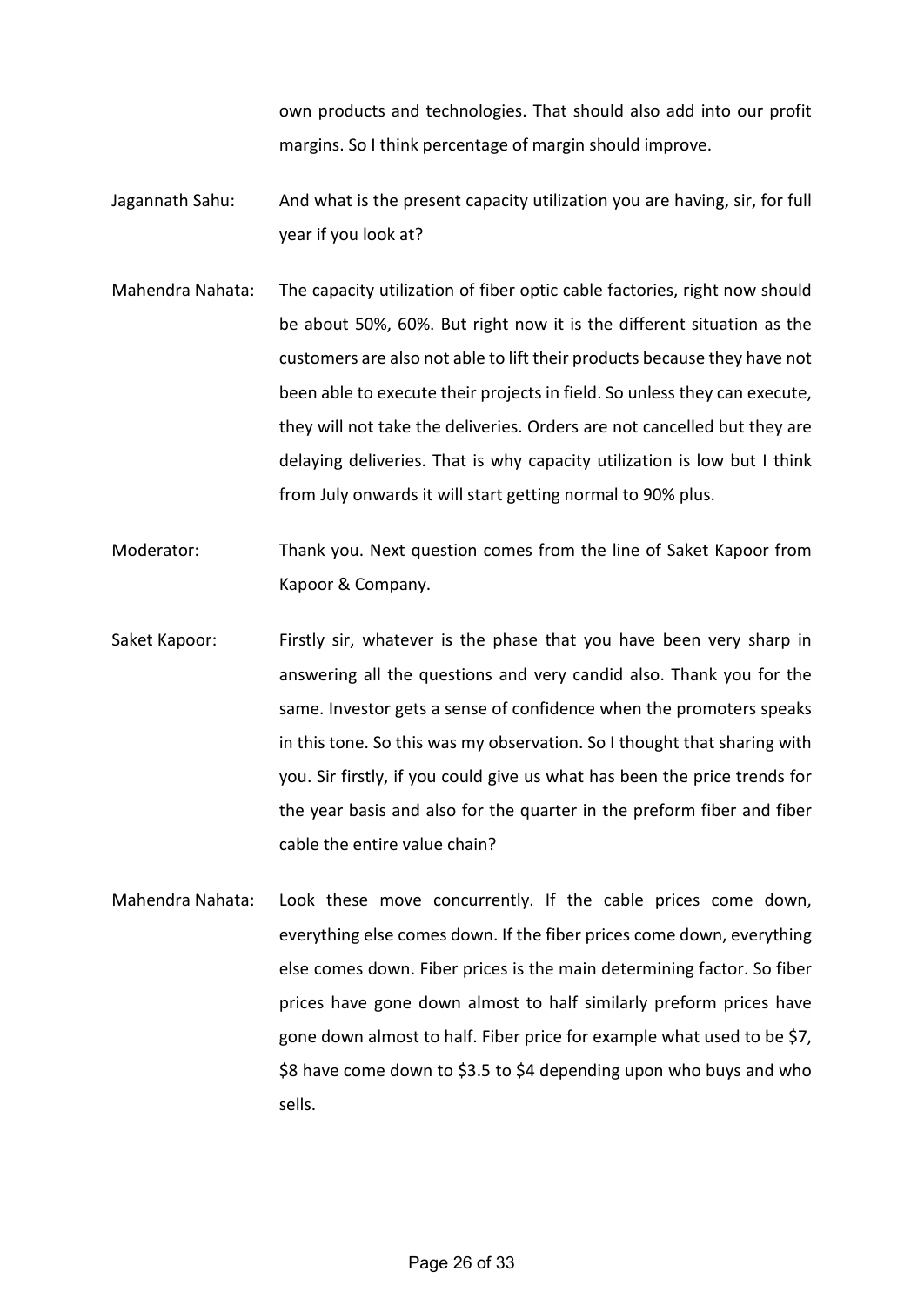own products and technologies. That should also add into our profit margins. So I think percentage of margin should improve.

Jagannath Sahu: And what is the present capacity utilization you are having, sir, for full year if you look at?

Mahendra Nahata: The capacity utilization of fiber optic cable factories, right now should be about 50%, 60%. But right now it is the different situation as the customers are also not able to lift their products because they have not been able to execute their projects in field. So unless they can execute, they will not take the deliveries. Orders are not cancelled but they are delaying deliveries. That is why capacity utilization is low but I think from July onwards it will start getting normal to 90% plus.

Moderator: Thank you. Next question comes from the line of Saket Kapoor from Kapoor & Company.

Saket Kapoor: Firstly sir, whatever is the phase that you have been very sharp in answering all the questions and very candid also. Thank you for the same. Investor gets a sense of confidence when the promoters speaks in this tone. So this was my observation. So I thought that sharing with you. Sir firstly, if you could give us what has been the price trends for the year basis and also for the quarter in the preform fiber and fiber cable the entire value chain?

Mahendra Nahata: Look these move concurrently. If the cable prices come down, everything else comes down. If the fiber prices come down, everything else comes down. Fiber prices is the main determining factor. So fiber prices have gone down almost to half similarly preform prices have gone down almost to half. Fiber price for example what used to be $7, $8 have come down to $3.5 to $4 depending upon who buys and who sells.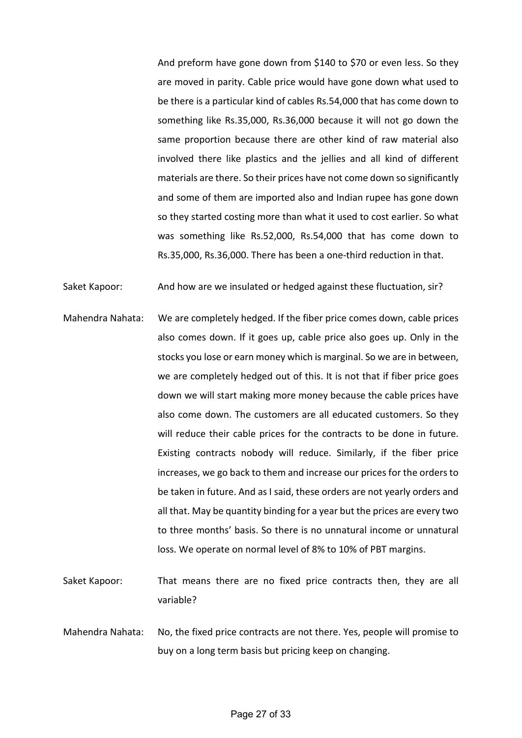And preform have gone down from $140 to $70 or even less. So they are moved in parity. Cable price would have gone down what used to be there is a particular kind of cables Rs.54,000 that has come down to something like Rs.35,000, Rs.36,000 because it will not go down the same proportion because there are other kind of raw material also involved there like plastics and the jellies and all kind of different materials are there. So their prices have not come down so significantly and some of them are imported also and Indian rupee has gone down so they started costing more than what it used to cost earlier. So what was something like Rs.52,000, Rs.54,000 that has come down to Rs.35,000, Rs.36,000. There has been a one-third reduction in that.

Saket Kapoor: And how are we insulated or hedged against these fluctuation, sir?

Mahendra Nahata: We are completely hedged. If the fiber price comes down, cable prices also comes down. If it goes up, cable price also goes up. Only in the stocks you lose or earn money which is marginal. So we are in between, we are completely hedged out of this. It is not that if fiber price goes down we will start making more money because the cable prices have also come down. The customers are all educated customers. So they will reduce their cable prices for the contracts to be done in future. Existing contracts nobody will reduce. Similarly, if the fiber price increases, we go back to them and increase our prices for the orders to be taken in future. And as I said, these orders are not yearly orders and all that. May be quantity binding for a year but the prices are every two to three months' basis. So there is no unnatural income or unnatural loss. We operate on normal level of 8% to 10% of PBT margins.

Saket Kapoor: That means there are no fixed price contracts then, they are all variable?

Mahendra Nahata: No, the fixed price contracts are not there. Yes, people will promise to buy on a long term basis but pricing keep on changing.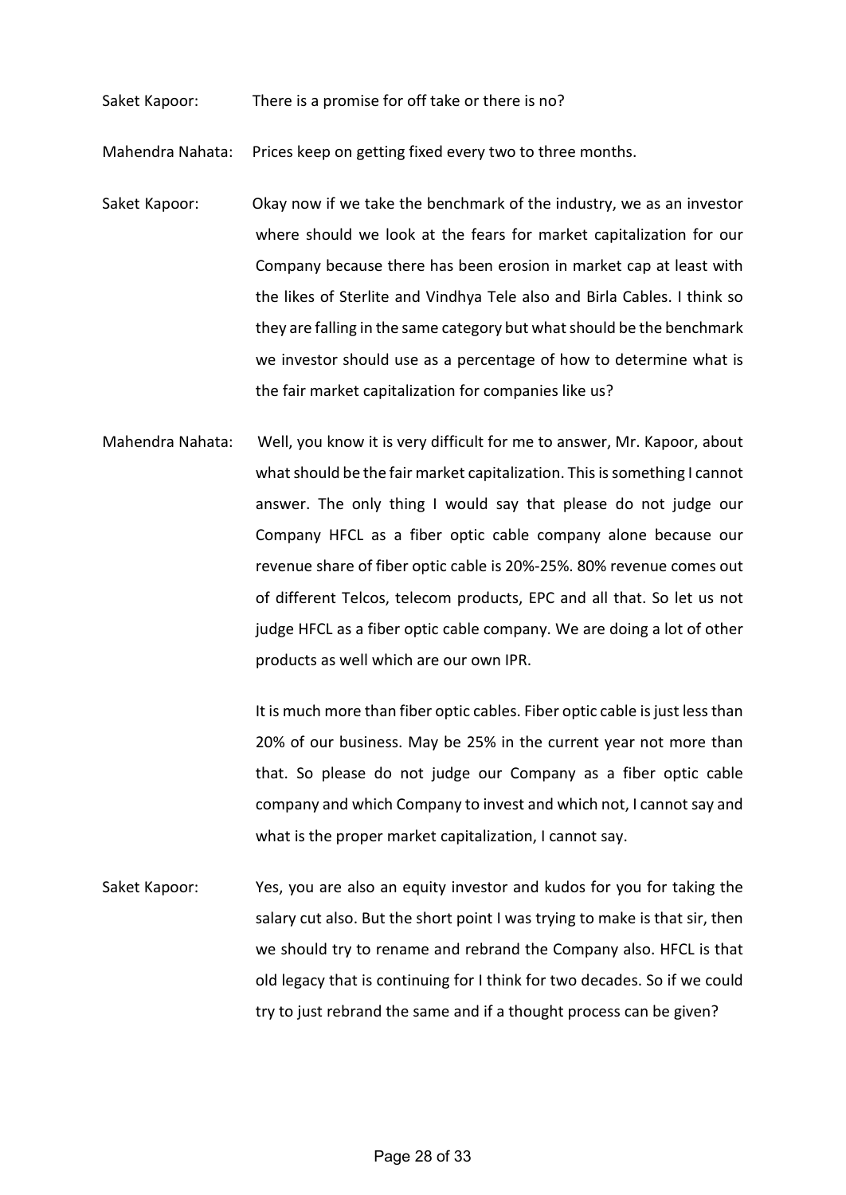Saket Kapoor: There is a promise for off take or there is no?

Mahendra Nahata: Prices keep on getting fixed every two to three months.

Saket Kapoor: Okay now if we take the benchmark of the industry, we as an investor where should we look at the fears for market capitalization for our Company because there has been erosion in market cap at least with the likes of Sterlite and Vindhya Tele also and Birla Cables. I think so they are falling in the same category but what should be the benchmark we investor should use as a percentage of how to determine what is the fair market capitalization for companies like us?

Mahendra Nahata: Well, you know it is very difficult for me to answer, Mr. Kapoor, about what should be the fair market capitalization. This is something I cannot answer. The only thing I would say that please do not judge our Company HFCL as a fiber optic cable company alone because our revenue share of fiber optic cable is 20%-25%. 80% revenue comes out of different Telcos, telecom products, EPC and all that. So let us not judge HFCL as a fiber optic cable company. We are doing a lot of other products as well which are our own IPR.

It is much more than fiber optic cables. Fiber optic cable is just less than 20% of our business. May be 25% in the current year not more than that. So please do not judge our Company as a fiber optic cable company and which Company to invest and which not, I cannot say and what is the proper market capitalization, I cannot say.

Saket Kapoor: Yes, you are also an equity investor and kudos for you for taking the salary cut also. But the short point I was trying to make is that sir, then we should try to rename and rebrand the Company also. HFCL is that old legacy that is continuing for I think for two decades. So if we could try to just rebrand the same and if a thought process can be given?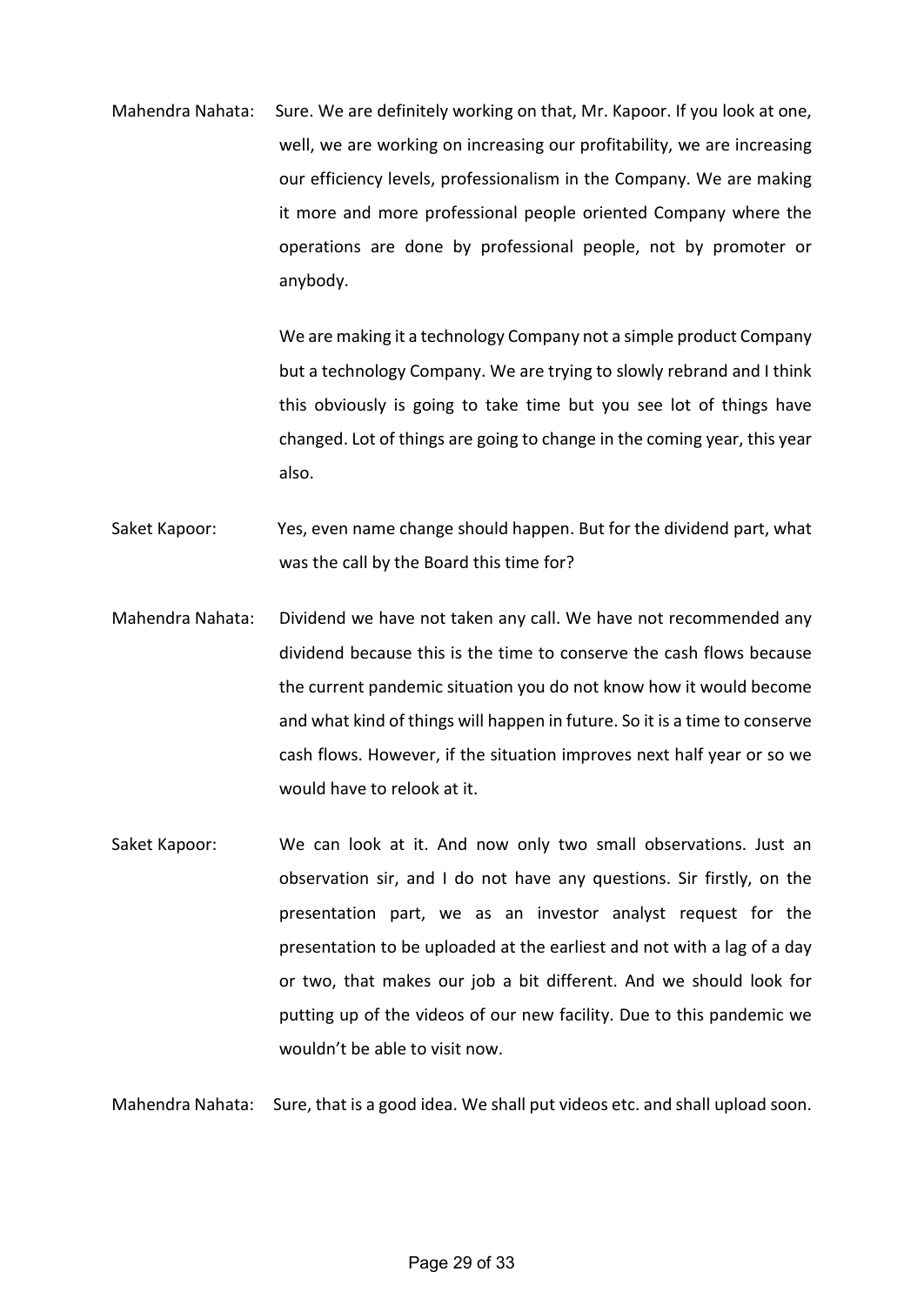Mahendra Nahata: Sure. We are definitely working on that, Mr. Kapoor. If you look at one, well, we are working on increasing our profitability, we are increasing our efficiency levels, professionalism in the Company. We are making it more and more professional people oriented Company where the operations are done by professional people, not by promoter or anybody.

We are making it a technology Company not a simple product Company but a technology Company. We are trying to slowly rebrand and I think this obviously is going to take time but you see lot of things have changed. Lot of things are going to change in the coming year, this year also.

Saket Kapoor: Yes, even name change should happen. But for the dividend part, what was the call by the Board this time for?

Mahendra Nahata: Dividend we have not taken any call. We have not recommended any dividend because this is the time to conserve the cash flows because the current pandemic situation you do not know how it would become and what kind of things will happen in future. So it is a time to conserve cash flows. However, if the situation improves next half year or so we would have to relook at it.

Saket Kapoor: We can look at it. And now only two small observations. Just an observation sir, and I do not have any questions. Sir firstly, on the presentation part, we as an investor analyst request for the presentation to be uploaded at the earliest and not with a lag of a day or two, that makes our job a bit different. And we should look for putting up of the videos of our new facility. Due to this pandemic we wouldn't be able to visit now.

Mahendra Nahata: Sure, that is a good idea. We shall put videos etc. and shall upload soon.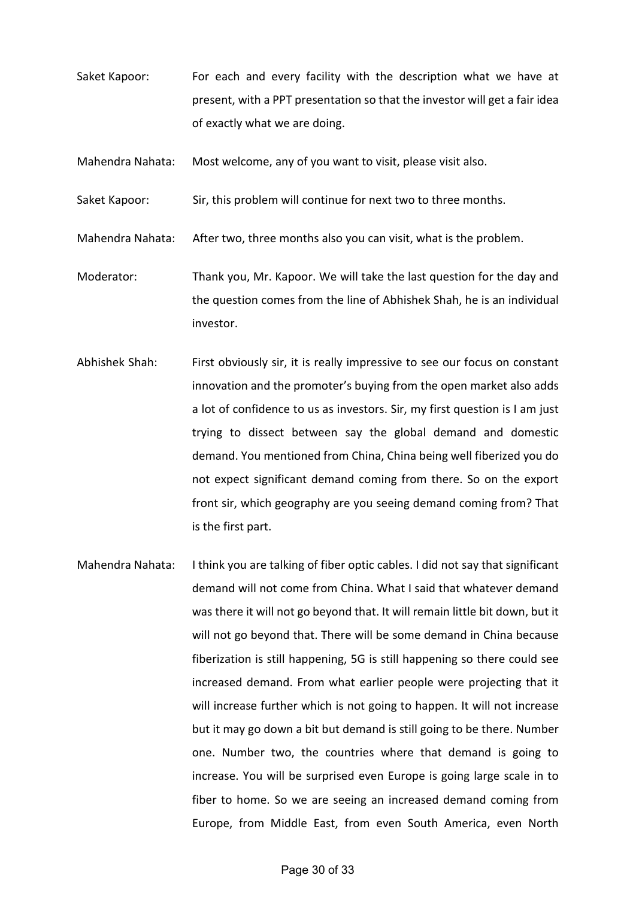Saket Kapoor: For each and every facility with the description what we have at present, with a PPT presentation so that the investor will get a fair idea of exactly what we are doing.

Mahendra Nahata: Most welcome, any of you want to visit, please visit also.

Saket Kapoor: Sir, this problem will continue for next two to three months.

Mahendra Nahata: After two, three months also you can visit, what is the problem.

Moderator: Thank you, Mr. Kapoor. We will take the last question for the day and the question comes from the line of Abhishek Shah, he is an individual investor.

Abhishek Shah: First obviously sir, it is really impressive to see our focus on constant innovation and the promoter's buying from the open market also adds a lot of confidence to us as investors. Sir, my first question is I am just trying to dissect between say the global demand and domestic demand. You mentioned from China, China being well fiberized you do not expect significant demand coming from there. So on the export front sir, which geography are you seeing demand coming from? That is the first part.

Mahendra Nahata: I think you are talking of fiber optic cables. I did not say that significant demand will not come from China. What I said that whatever demand was there it will not go beyond that. It will remain little bit down, but it will not go beyond that. There will be some demand in China because fiberization is still happening, 5G is still happening so there could see increased demand. From what earlier people were projecting that it will increase further which is not going to happen. It will not increase but it may go down a bit but demand is still going to be there. Number one. Number two, the countries where that demand is going to increase. You will be surprised even Europe is going large scale in to fiber to home. So we are seeing an increased demand coming from Europe, from Middle East, from even South America, even North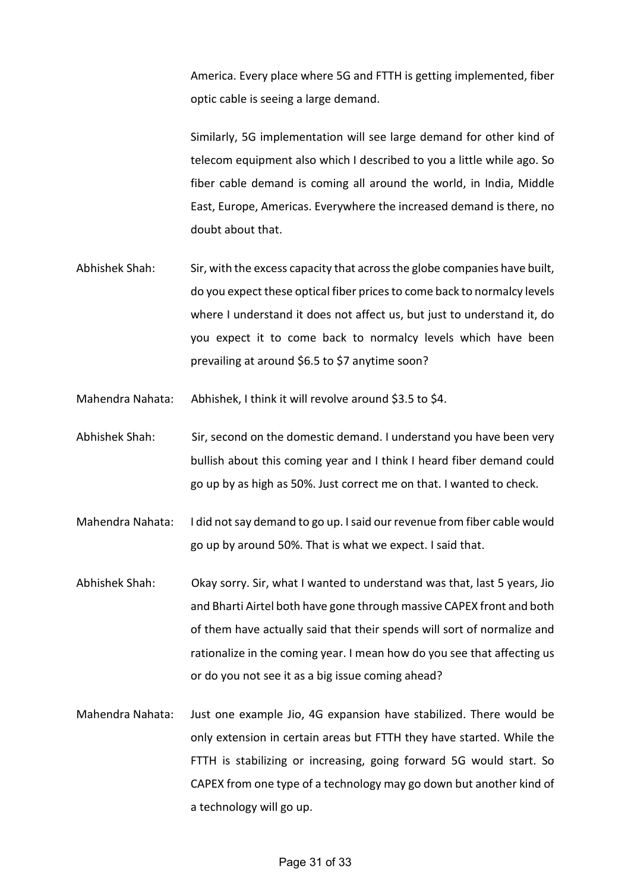America. Every place where 5G and FTTH is getting implemented, fiber optic cable is seeing a large demand.

Similarly, 5G implementation will see large demand for other kind of telecom equipment also which I described to you a little while ago. So fiber cable demand is coming all around the world, in India, Middle East, Europe, Americas. Everywhere the increased demand is there, no doubt about that.

Abhishek Shah: Sir, with the excess capacity that across the globe companies have built, do you expect these optical fiber prices to come back to normalcy levels where I understand it does not affect us, but just to understand it, do you expect it to come back to normalcy levels which have been prevailing at around $6.5 to $7 anytime soon?

Mahendra Nahata: Abhishek, I think it will revolve around $3.5 to $4.

Abhishek Shah: Sir, second on the domestic demand. I understand you have been very bullish about this coming year and I think I heard fiber demand could go up by as high as 50%. Just correct me on that. I wanted to check.

Mahendra Nahata: I did not say demand to go up. I said our revenue from fiber cable would go up by around 50%. That is what we expect. I said that.

Abhishek Shah: Okay sorry. Sir, what I wanted to understand was that, last 5 years, Jio and Bharti Airtel both have gone through massive CAPEX front and both of them have actually said that their spends will sort of normalize and rationalize in the coming year. I mean how do you see that affecting us or do you not see it as a big issue coming ahead?

Mahendra Nahata: Just one example Jio, 4G expansion have stabilized. There would be only extension in certain areas but FTTH they have started. While the FTTH is stabilizing or increasing, going forward 5G would start. So CAPEX from one type of a technology may go down but another kind of a technology will go up.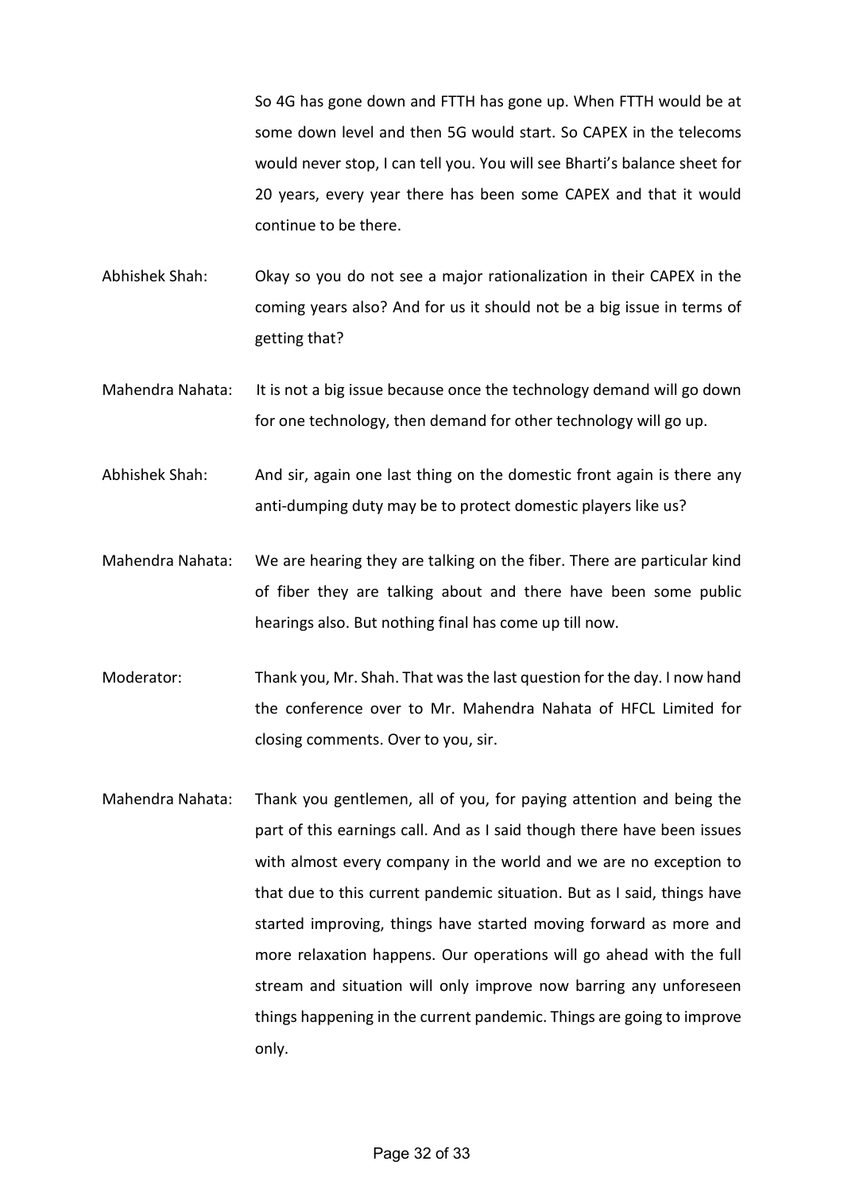So 4G has gone down and FTTH has gone up. When FTTH would be at some down level and then 5G would start. So CAPEX in the telecoms would never stop, I can tell you. You will see Bharti's balance sheet for 20 years, every year there has been some CAPEX and that it would continue to be there.

Abhishek Shah: Okay so you do not see a major rationalization in their CAPEX in the coming years also? And for us it should not be a big issue in terms of getting that?

Mahendra Nahata: It is not a big issue because once the technology demand will go down for one technology, then demand for other technology will go up.

Abhishek Shah: And sir, again one last thing on the domestic front again is there any anti-dumping duty may be to protect domestic players like us?

Mahendra Nahata: We are hearing they are talking on the fiber. There are particular kind of fiber they are talking about and there have been some public hearings also. But nothing final has come up till now.

Moderator: Thank you, Mr. Shah. That was the last question for the day. I now hand the conference over to Mr. Mahendra Nahata of HFCL Limited for closing comments. Over to you, sir.

Mahendra Nahata: Thank you gentlemen, all of you, for paying attention and being the part of this earnings call. And as I said though there have been issues with almost every company in the world and we are no exception to that due to this current pandemic situation. But as I said, things have started improving, things have started moving forward as more and more relaxation happens. Our operations will go ahead with the full stream and situation will only improve now barring any unforeseen things happening in the current pandemic. Things are going to improve only.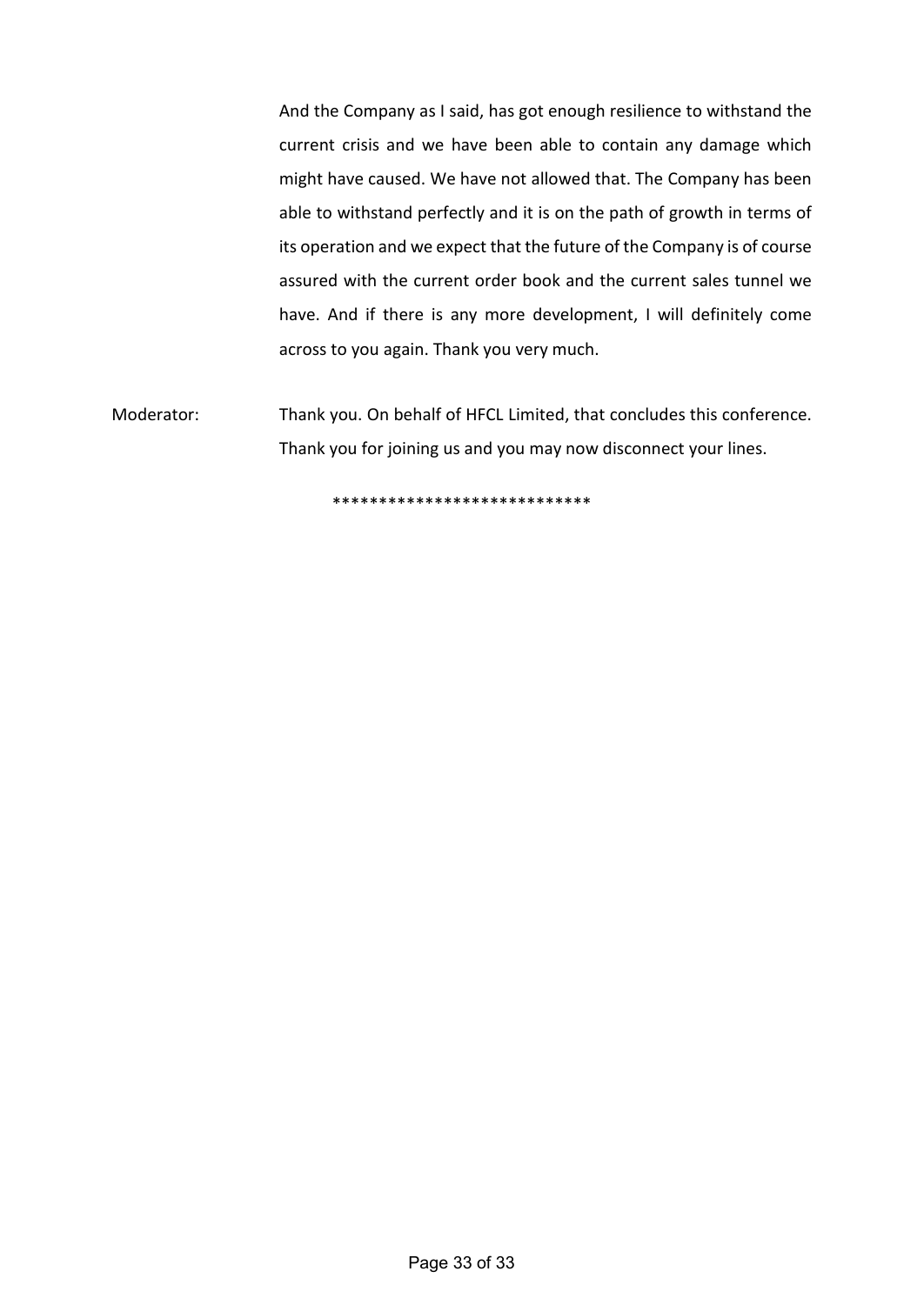And the Company as I said, has got enough resilience to withstand the current crisis and we have been able to contain any damage which might have caused. We have not allowed that. The Company has been able to withstand perfectly and it is on the path of growth in terms of its operation and we expect that the future of the Company is of course assured with the current order book and the current sales tunnel we have. And if there is any more development, I will definitely come across to you again. Thank you very much.

Moderator: Thank you. On behalf of HFCL Limited, that concludes this conference. Thank you for joining us and you may now disconnect your lines.

****************************